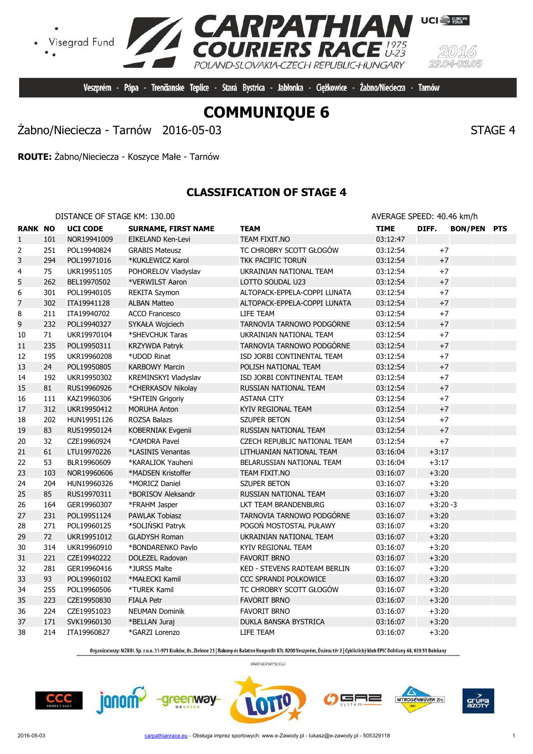Visegrad Fund

# CARPATHIAN COURIERS RACE 1975 U-23

POLAND-SLOVAKIA-CZECH REPUBLIC-HUNGARY

UCI EUROPE TOUR

2016 29.04-03.05

Veszprém - Pápa - Trenčianske Teplice - Stará Bystrica - Jabłonka - Ciężkowice - Żabno/Nieciecza - Tarnów

# COMMUNIQUE 6

Żabno/Nieciecza - Tarnów 2016-05-03 STAGE 4

**ROUTE:** Żabno/Nieciecza - Koszyce Małe - Tarnów

## CLASSIFICATION OF STAGE 4

DISTANCE OF STAGE KM: 130.00 AVERAGE SPEED: 40.46 km/h

| RANK | NO | UCI CODE | SURNAME, FIRST NAME | TEAM | TIME | DIFF. | BON/PEN | PTS |
|---|---|---|---|---|---|---|---|---|
| 1 | 101 | NOR19941009 | EIKELAND Ken-Levi | TEAM FIXIT.NO | 03:12:47 | | | |
| 2 | 251 | POL19940824 | GRABIS Mateusz | TC CHROBRY SCOTT GŁOGÓW | 03:12:54 | +7 | | |
| 3 | 294 | POL19971016 | *KUKLEWICZ Karol | TKK PACIFIC TORUŃ | 03:12:54 | +7 | | |
| 4 | 75 | UKR19951105 | POHORELOV Vladyslav | UKRAINIAN NATIONAL TEAM | 03:12:54 | +7 | | |
| 5 | 262 | BEL19970502 | *VERWILST Aaron | LOTTO SOUDAL U23 | 03:12:54 | +7 | | |
| 6 | 301 | POL19940105 | REKITA Szymon | ALTOPACK-EPPELA-COPPI LUNATA | 03:12:54 | +7 | | |
| 7 | 302 | ITA19941128 | ALBAN Matteo | ALTOPACK-EPPELA-COPPI LUNATA | 03:12:54 | +7 | | |
| 8 | 211 | ITA19940702 | ACCO Francesco | LIFE TEAM | 03:12:54 | +7 | | |
| 9 | 232 | POL19940327 | SYKAŁA Wojciech | TARNOVIA TARNOWO PODGÓRNE | 03:12:54 | +7 | | |
| 10 | 71 | UKR19970104 | *SHEVCHUK Taras | UKRAINIAN NATIONAL TEAM | 03:12:54 | +7 | | |
| 11 | 235 | POL19950311 | KRZYWDA Patryk | TARNOVIA TARNOWO PODGÓRNE | 03:12:54 | +7 | | |
| 12 | 195 | UKR19960208 | *UDOD Rinat | ISD JORBI CONTINENTAL TEAM | 03:12:54 | +7 | | |
| 13 | 24 | POL19950805 | KARBOWY Marcin | POLISH NATIONAL TEAM | 03:12:54 | +7 | | |
| 14 | 192 | UKR19950302 | KREMINSKYI Vladyslav | ISD JORBI CONTINENTAL TEAM | 03:12:54 | +7 | | |
| 15 | 81 | RUS19960926 | *CHERKASOV Nikolay | RUSSIAN NATIONAL TEAM | 03:12:54 | +7 | | |
| 16 | 111 | KAZ19960306 | *SHTEIN Grigoriy | ASTANA CITY | 03:12:54 | +7 | | |
| 17 | 312 | UKR19950412 | MORUHA Anton | KYIV REGIONAL TEAM | 03:12:54 | +7 | | |
| 18 | 202 | HUN19951126 | ROZSA Balazs | SZUPER BETON | 03:12:54 | +7 | | |
| 19 | 83 | RUS19950124 | KOBERNIAK Evgenii | RUSSIAN NATIONAL TEAM | 03:12:54 | +7 | | |
| 20 | 32 | CZE19960924 | *CAMDRA Pavel | CZECH REPUBLIC NATIONAL TEAM | 03:12:54 | +7 | | |
| 21 | 61 | LTU19970226 | *LASINIS Venantas | LITHUANIAN NATIONAL TEAM | 03:16:04 | +3:17 | | |
| 22 | 53 | BLR19960609 | *KARALIOK Yauheni | BELARUSSIAN NATIONAL TEAM | 03:16:04 | +3:17 | | |
| 23 | 103 | NOR19960606 | *MADSEN Kristoffer | TEAM FIXIT.NO | 03:16:07 | +3:20 | | |
| 24 | 204 | HUN19960326 | *MORICZ Daniel | SZUPER BETON | 03:16:07 | +3:20 | | |
| 25 | 85 | RUS19970311 | *BORISOV Aleksandr | RUSSIAN NATIONAL TEAM | 03:16:07 | +3:20 | | |
| 26 | 164 | GER19960307 | *FRAHM Jasper | LKT TEAM BRANDENBURG | 03:16:07 | +3:20 | -3 | |
| 27 | 231 | POL19951124 | PAWLAK Tobiasz | TARNOVIA TARNOWO PODGÓRNE | 03:16:07 | +3:20 | | |
| 28 | 271 | POL19960125 | *SOLIŃSKI Patryk | POGOŃ MOSTOSTAL PUŁAWY | 03:16:07 | +3:20 | | |
| 29 | 72 | UKR19951012 | GLADYSH Roman | UKRAINIAN NATIONAL TEAM | 03:16:07 | +3:20 | | |
| 30 | 314 | UKR19960910 | *BONDARENKO Pavlo | KYIV REGIONAL TEAM | 03:16:07 | +3:20 | | |
| 31 | 221 | CZE19940222 | DOLEZEL Radovan | FAVORIT BRNO | 03:16:07 | +3:20 | | |
| 32 | 281 | GER19960416 | *JURSS Malte | KED - STEVENS RADTEAM BERLIN | 03:16:07 | +3:20 | | |
| 33 | 93 | POL19960102 | *MAŁECKI Kamil | CCC SPRANDI POLKOWICE | 03:16:07 | +3:20 | | |
| 34 | 255 | POL19960506 | *TUREK Kamil | TC CHROBRY SCOTT GŁOGÓW | 03:16:07 | +3:20 | | |
| 35 | 223 | CZE19950830 | FIALA Petr | FAVORIT BRNO | 03:16:07 | +3:20 | | |
| 36 | 224 | CZE19951023 | NEUMAN Dominik | FAVORIT BRNO | 03:16:07 | +3:20 | | |
| 37 | 171 | SVK19960130 | *BELLAN Juraj | DUKLA BANSKA BYSTRICA | 03:16:07 | +3:20 | | |
| 38 | 214 | ITA19960827 | *GARZI Lorenzo | LIFE TEAM | 03:16:07 | +3:20 | | |

Organizatorzy: MZKOL Sp. z o.o. 31-971 Kraków, Os. Zielone 25 | Bakony és Balaton Nonprofit Kft. 8200 Veszprém, Óváros tér 2 | Cyklistický klub EPIC Dohňany 68, 020 51 Dohňany

PARTNER WYŚCIGU

2016-05-03 carpathianrace.eu - Obsługa imprez sportowych: www.e-Zawody.pl - lukasz@e-zawody.pl - 505329118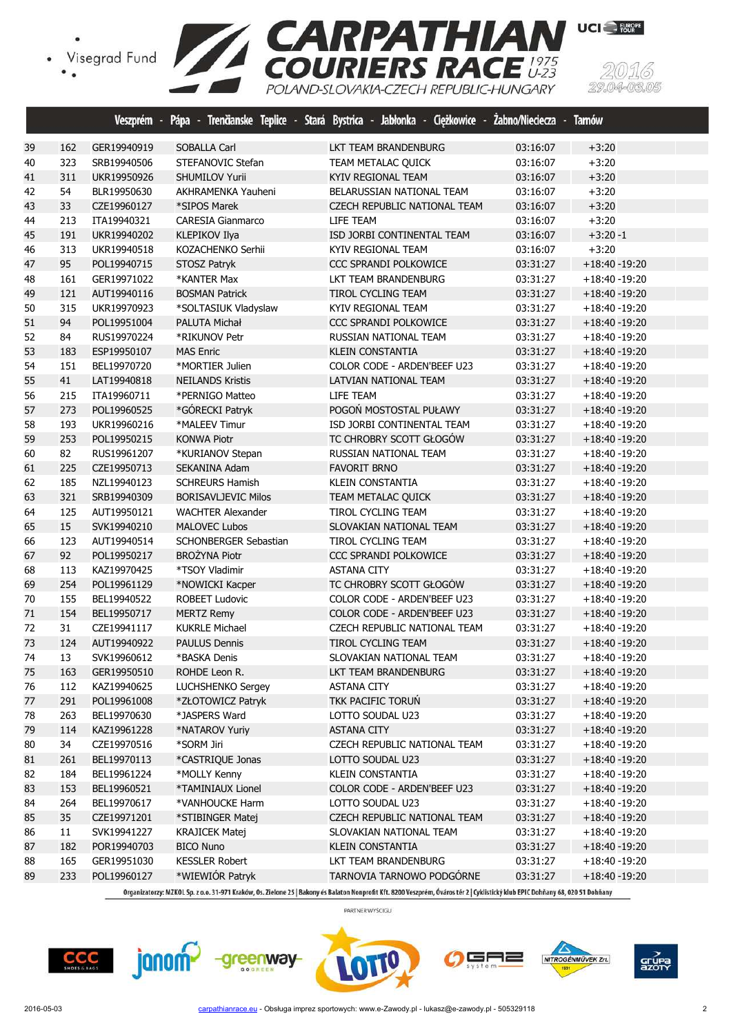# CARPATHIAN COURIERS RACE 1975 U-23

POLAND-SLOVAKIA-CZECH REPUBLIC-HUNGARY

2016 29.04-03.05

Veszprém - Pápa - Trenčianske Teplice - Stará Bystrica - Jabłonka - Ciężkowice - Żabno/Nieciecza - Tarnów

| | | | | | | |
|---|---|---|---|---|---|---|
| 39 | 162 | GER19940919 | SOBALLA Carl | LKT TEAM BRANDENBURG | 03:16:07 | +3:20 |
| 40 | 323 | SRB19940506 | STEFANOVIC Stefan | TEAM METALAC QUICK | 03:16:07 | +3:20 |
| 41 | 311 | UKR19950926 | SHUMILOV Yurii | KYIV REGIONAL TEAM | 03:16:07 | +3:20 |
| 42 | 54 | BLR19950630 | AKHRAMENKA Yauheni | BELARUSSIAN NATIONAL TEAM | 03:16:07 | +3:20 |
| 43 | 33 | CZE19960127 | *SIPOS Marek | CZECH REPUBLIC NATIONAL TEAM | 03:16:07 | +3:20 |
| 44 | 213 | ITA19940321 | CARESIA Gianmarco | LIFE TEAM | 03:16:07 | +3:20 |
| 45 | 191 | UKR19940202 | KLEPIKOV Ilya | ISD JORBI CONTINENTAL TEAM | 03:16:07 | +3:20 -1 |
| 46 | 313 | UKR19940518 | KOZACHENKO Serhii | KYIV REGIONAL TEAM | 03:16:07 | +3:20 |
| 47 | 95 | POL19940715 | STOSZ Patryk | CCC SPRANDI POLKOWICE | 03:31:27 | +18:40 -19:20 |
| 48 | 161 | GER19971022 | *KANTER Max | LKT TEAM BRANDENBURG | 03:31:27 | +18:40 -19:20 |
| 49 | 121 | AUT19940116 | BOSMAN Patrick | TIROL CYCLING TEAM | 03:31:27 | +18:40 -19:20 |
| 50 | 315 | UKR19970923 | *SOLTASIUK Vladyslaw | KYIV REGIONAL TEAM | 03:31:27 | +18:40 -19:20 |
| 51 | 94 | POL19951004 | PALUTA Michał | CCC SPRANDI POLKOWICE | 03:31:27 | +18:40 -19:20 |
| 52 | 84 | RUS19970224 | *RIKUNOV Petr | RUSSIAN NATIONAL TEAM | 03:31:27 | +18:40 -19:20 |
| 53 | 183 | ESP19950107 | MAS Enric | KLEIN CONSTANTIA | 03:31:27 | +18:40 -19:20 |
| 54 | 151 | BEL19970720 | *MORTIER Julien | COLOR CODE - ARDEN'BEEF U23 | 03:31:27 | +18:40 -19:20 |
| 55 | 41 | LAT19940818 | NEILANDS Kristis | LATVIAN NATIONAL TEAM | 03:31:27 | +18:40 -19:20 |
| 56 | 215 | ITA19960711 | *PERNIGO Matteo | LIFE TEAM | 03:31:27 | +18:40 -19:20 |
| 57 | 273 | POL19960525 | *GÓRECKI Patryk | POGOŃ MOSTOSTAL PUŁAWY | 03:31:27 | +18:40 -19:20 |
| 58 | 193 | UKR19960216 | *MALEEV Timur | ISD JORBI CONTINENTAL TEAM | 03:31:27 | +18:40 -19:20 |
| 59 | 253 | POL19950215 | KONWA Piotr | TC CHROBRY SCOTT GŁOGÓW | 03:31:27 | +18:40 -19:20 |
| 60 | 82 | RUS19961207 | *KURIANOV Stepan | RUSSIAN NATIONAL TEAM | 03:31:27 | +18:40 -19:20 |
| 61 | 225 | CZE19950713 | SEKANINA Adam | FAVORIT BRNO | 03:31:27 | +18:40 -19:20 |
| 62 | 185 | NZL19940123 | SCHREURS Hamish | KLEIN CONSTANTIA | 03:31:27 | +18:40 -19:20 |
| 63 | 321 | SRB19940309 | BORISAVLJEVIC Milos | TEAM METALAC QUICK | 03:31:27 | +18:40 -19:20 |
| 64 | 125 | AUT19950121 | WACHTER Alexander | TIROL CYCLING TEAM | 03:31:27 | +18:40 -19:20 |
| 65 | 15 | SVK19940210 | MALOVEC Lubos | SLOVAKIAN NATIONAL TEAM | 03:31:27 | +18:40 -19:20 |
| 66 | 123 | AUT19940514 | SCHONBERGER Sebastian | TIROL CYCLING TEAM | 03:31:27 | +18:40 -19:20 |
| 67 | 92 | POL19950217 | BROŻYNA Piotr | CCC SPRANDI POLKOWICE | 03:31:27 | +18:40 -19:20 |
| 68 | 113 | KAZ19970425 | *TSOY Vladimir | ASTANA CITY | 03:31:27 | +18:40 -19:20 |
| 69 | 254 | POL19961129 | *NOWICKI Kacper | TC CHROBRY SCOTT GŁOGÓW | 03:31:27 | +18:40 -19:20 |
| 70 | 155 | BEL19940522 | ROBEET Ludovic | COLOR CODE - ARDEN'BEEF U23 | 03:31:27 | +18:40 -19:20 |
| 71 | 154 | BEL19950717 | MERTZ Remy | COLOR CODE - ARDEN'BEEF U23 | 03:31:27 | +18:40 -19:20 |
| 72 | 31 | CZE19941117 | KUKRLE Michael | CZECH REPUBLIC NATIONAL TEAM | 03:31:27 | +18:40 -19:20 |
| 73 | 124 | AUT19940922 | PAULUS Dennis | TIROL CYCLING TEAM | 03:31:27 | +18:40 -19:20 |
| 74 | 13 | SVK19960612 | *BASKA Denis | SLOVAKIAN NATIONAL TEAM | 03:31:27 | +18:40 -19:20 |
| 75 | 163 | GER19950510 | ROHDE Leon R. | LKT TEAM BRANDENBURG | 03:31:27 | +18:40 -19:20 |
| 76 | 112 | KAZ19940625 | LUCHSHENKO Sergey | ASTANA CITY | 03:31:27 | +18:40 -19:20 |
| 77 | 291 | POL19961008 | *ZŁOTOWICZ Patryk | TKK PACIFIC TORUŃ | 03:31:27 | +18:40 -19:20 |
| 78 | 263 | BEL19970630 | *JASPERS Ward | LOTTO SOUDAL U23 | 03:31:27 | +18:40 -19:20 |
| 79 | 114 | KAZ19961228 | *NATAROV Yuriy | ASTANA CITY | 03:31:27 | +18:40 -19:20 |
| 80 | 34 | CZE19970516 | *SORM Jiri | CZECH REPUBLIC NATIONAL TEAM | 03:31:27 | +18:40 -19:20 |
| 81 | 261 | BEL19970113 | *CASTRIQUE Jonas | LOTTO SOUDAL U23 | 03:31:27 | +18:40 -19:20 |
| 82 | 184 | BEL19961224 | *MOLLY Kenny | KLEIN CONSTANTIA | 03:31:27 | +18:40 -19:20 |
| 83 | 153 | BEL19960521 | *TAMINIAUX Lionel | COLOR CODE - ARDEN'BEEF U23 | 03:31:27 | +18:40 -19:20 |
| 84 | 264 | BEL19970617 | *VANHOUCKE Harm | LOTTO SOUDAL U23 | 03:31:27 | +18:40 -19:20 |
| 85 | 35 | CZE19971231 | *STIBINGER Matej | CZECH REPUBLIC NATIONAL TEAM | 03:31:27 | +18:40 -19:20 |
| 86 | 11 | SVK19941227 | KRAJICEK Matej | SLOVAKIAN NATIONAL TEAM | 03:31:27 | +18:40 -19:20 |
| 87 | 182 | POR19940703 | BICO Nuno | KLEIN CONSTANTIA | 03:31:27 | +18:40 -19:20 |
| 88 | 165 | GER19951030 | KESSLER Robert | LKT TEAM BRANDENBURG | 03:31:27 | +18:40 -19:20 |
| 89 | 233 | POL19960127 | *WIEWIÓR Patryk | TARNOVIA TARNOWO PODGÓRNE | 03:31:27 | +18:40 -19:20 |

Organizatorzy: MZKOL Sp. z o.o. 31-971 Kraków, Os. Zielone 25 | Bakony és Balaton Nonprofit Kft. 8200 Veszprém, Óváros tér 2 | Cyklistický klub EPIC Dohňany 68, 020 51 Dohňany

PARTNER WYŚCIGU

2016-05-03 carpathianrace.eu - Obsługa imprez sportowych: www.e-Zawody.pl - lukasz@e-zawody.pl - 505329118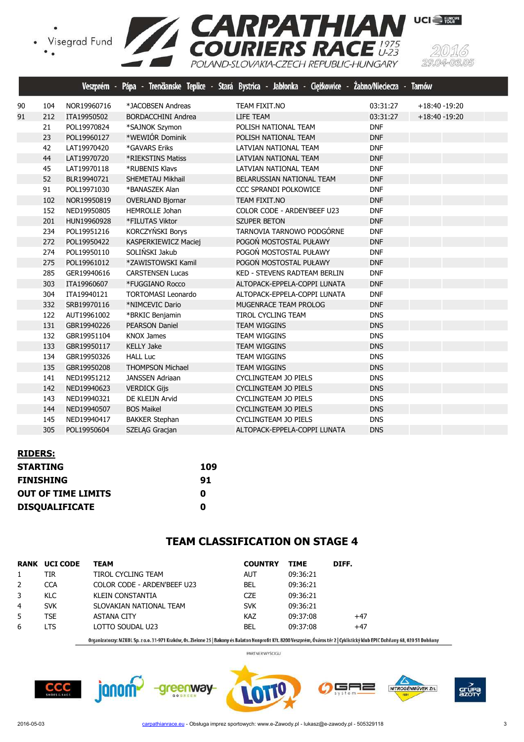Veszprém - Pápa - Trenčianske Teplice - Stará Bystrica - Jabłonka - Ciężkowice - Żabno/Nieciecza - Tarnów

| | | | | | | |
|---|---|---|---|---|---|---|
| 90 | 104 | NOR19960716 | *JACOBSEN Andreas | TEAM FIXIT.NO | 03:31:27 | +18:40 -19:20 |
| 91 | 212 | ITA19950502 | BORDACCHINI Andrea | LIFE TEAM | 03:31:27 | +18:40 -19:20 |
| | 21 | POL19970824 | *SAJNOK Szymon | POLISH NATIONAL TEAM | DNF | |
| | 23 | POL19960127 | *WEWIÓR Dominik | POLISH NATIONAL TEAM | DNF | |
| | 42 | LAT19970420 | *GAVARS Eriks | LATVIAN NATIONAL TEAM | DNF | |
| | 44 | LAT19970720 | *RIEKSTINS Matiss | LATVIAN NATIONAL TEAM | DNF | |
| | 45 | LAT19970118 | *RUBENIS Klavs | LATVIAN NATIONAL TEAM | DNF | |
| | 52 | BLR19940721 | SHEMETAU Mikhail | BELARUSSIAN NATIONAL TEAM | DNF | |
| | 91 | POL19971030 | *BANASZEK Alan | CCC SPRANDI POLKOWICE | DNF | |
| | 102 | NOR19950819 | OVERLAND Bjornar | TEAM FIXIT.NO | DNF | |
| | 152 | NED19950805 | HEMROLLE Johan | COLOR CODE - ARDEN'BEEF U23 | DNF | |
| | 201 | HUN19960928 | *FILUTAS Viktor | SZUPER BETON | DNF | |
| | 234 | POL19951216 | KORCZYŃSKI Borys | TARNOVIA TARNOWO PODGÓRNE | DNF | |
| | 272 | POL19950422 | KASPERKIEWICZ Maciej | POGOŃ MOSTOSTAL PUŁAWY | DNF | |
| | 274 | POL19950110 | SOLIŃSKI Jakub | POGOŃ MOSTOSTAL PUŁAWY | DNF | |
| | 275 | POL19961012 | *ZAWISTOWSKI Kamil | POGOŃ MOSTOSTAL PUŁAWY | DNF | |
| | 285 | GER19940616 | CARSTENSEN Lucas | KED - STEVENS RADTEAM BERLIN | DNF | |
| | 303 | ITA19960607 | *FUGGIANO Rocco | ALTOPACK-EPPELA-COPPI LUNATA | DNF | |
| | 304 | ITA19940121 | TORTOMASI Leonardo | ALTOPACK-EPPELA-COPPI LUNATA | DNF | |
| | 332 | SRB19970116 | *NIMCEVIC Dario | MUGENRACE TEAM PROLOG | DNF | |
| | 122 | AUT19961002 | *BRKIC Benjamin | TIROL CYCLING TEAM | DNS | |
| | 131 | GBR19940226 | PEARSON Daniel | TEAM WIGGINS | DNS | |
| | 132 | GBR19951104 | KNOX James | TEAM WIGGINS | DNS | |
| | 133 | GBR19950117 | KELLY Jake | TEAM WIGGINS | DNS | |
| | 134 | GBR19950326 | HALL Luc | TEAM WIGGINS | DNS | |
| | 135 | GBR19950208 | THOMPSON Michael | TEAM WIGGINS | DNS | |
| | 141 | NED19951212 | JANSSEN Adriaan | CYCLINGTEAM JO PIELS | DNS | |
| | 142 | NED19940623 | VERDICK Gijs | CYCLINGTEAM JO PIELS | DNS | |
| | 143 | NED19940321 | DE KLEIJN Arvid | CYCLINGTEAM JO PIELS | DNS | |
| | 144 | NED19940507 | BOS Maikel | CYCLINGTEAM JO PIELS | DNS | |
| | 145 | NED19940417 | BAKKER Stephan | CYCLINGTEAM JO PIELS | DNS | |
| | 305 | POL19950604 | SZELĄG Gracjan | ALTOPACK-EPPELA-COPPI LUNATA | DNS | |

**RIDERS:**

| | |
|---|---|
| **STARTING** | **109** |
| **FINISHING** | **91** |
| **OUT OF TIME LIMITS** | **0** |
| **DISQUALIFICATE** | **0** |

## TEAM CLASSIFICATION ON STAGE 4

| RANK | UCI CODE | TEAM | COUNTRY | TIME | DIFF. |
|---|---|---|---|---|---|
| 1 | TIR | TIROL CYCLING TEAM | AUT | 09:36:21 | |
| 2 | CCA | COLOR CODE - ARDEN'BEEF U23 | BEL | 09:36:21 | |
| 3 | KLC | KLEIN CONSTANTIA | CZE | 09:36:21 | |
| 4 | SVK | SLOVAKIAN NATIONAL TEAM | SVK | 09:36:21 | |
| 5 | TSE | ASTANA CITY | KAZ | 09:37:08 | +47 |
| 6 | LTS | LOTTO SOUDAL U23 | BEL | 09:37:08 | +47 |

Organizatorzy: MZKOL Sp. z o.o. 31-971 Kraków, Os. Zielone 25 | Bakony és Balaton Nonprofit Kft. 8200 Veszprém, Óváros tér 2 | Cyklistický klub EPIC Dohňany 68, 020 51 Dohňany

PARTNER WYŚCIGU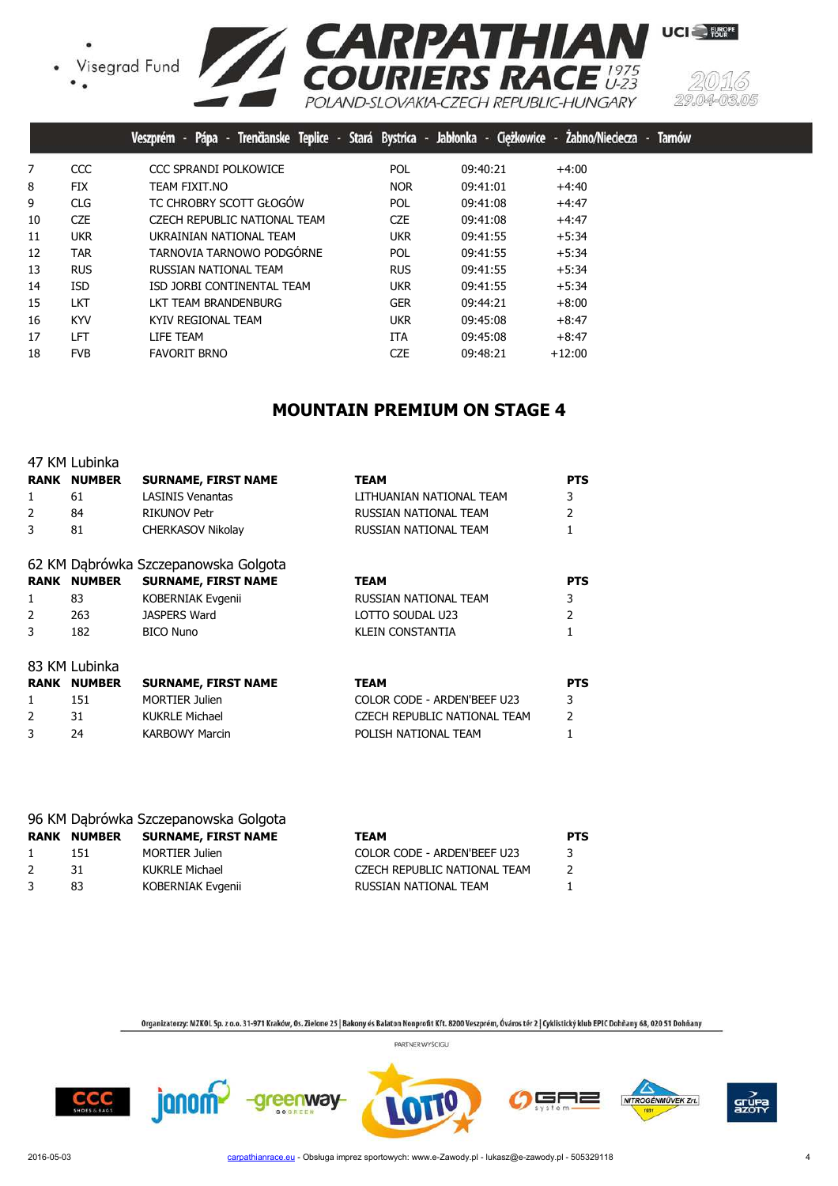| 7 | CCC | CCC SPRANDI POLKOWICE | POL | 09:40:21 | +4:00 |
|---|---|---|---|---|---|
| 8 | FIX | TEAM FIXIT.NO | NOR | 09:41:01 | +4:40 |
| 9 | CLG | TC CHROBRY SCOTT GŁOGÓW | POL | 09:41:08 | +4:47 |
| 10 | CZE | CZECH REPUBLIC NATIONAL TEAM | CZE | 09:41:08 | +4:47 |
| 11 | UKR | UKRAINIAN NATIONAL TEAM | UKR | 09:41:55 | +5:34 |
| 12 | TAR | TARNOVIA TARNOWO PODGÓRNE | POL | 09:41:55 | +5:34 |
| 13 | RUS | RUSSIAN NATIONAL TEAM | RUS | 09:41:55 | +5:34 |
| 14 | ISD | ISD JORBI CONTINENTAL TEAM | UKR | 09:41:55 | +5:34 |
| 15 | LKT | LKT TEAM BRANDENBURG | GER | 09:44:21 | +8:00 |
| 16 | KYV | KYIV REGIONAL TEAM | UKR | 09:45:08 | +8:47 |
| 17 | LFT | LIFE TEAM | ITA | 09:45:08 | +8:47 |
| 18 | FVB | FAVORIT BRNO | CZE | 09:48:21 | +12:00 |

## MOUNTAIN PREMIUM ON STAGE 4

47 KM Lubinka

| RANK | NUMBER | SURNAME, FIRST NAME | TEAM | PTS |
|---|---|---|---|---|
| 1 | 61 | LASINIS Venantas | LITHUANIAN NATIONAL TEAM | 3 |
| 2 | 84 | RIKUNOV Petr | RUSSIAN NATIONAL TEAM | 2 |
| 3 | 81 | CHERKASOV Nikolay | RUSSIAN NATIONAL TEAM | 1 |

62 KM Dąbrówka Szczepanowska Golgota

| RANK | NUMBER | SURNAME, FIRST NAME | TEAM | PTS |
|---|---|---|---|---|
| 1 | 83 | KOBERNIAK Evgenii | RUSSIAN NATIONAL TEAM | 3 |
| 2 | 263 | JASPERS Ward | LOTTO SOUDAL U23 | 2 |
| 3 | 182 | BICO Nuno | KLEIN CONSTANTIA | 1 |

83 KM Lubinka

| RANK | NUMBER | SURNAME, FIRST NAME | TEAM | PTS |
|---|---|---|---|---|
| 1 | 151 | MORTIER Julien | COLOR CODE - ARDEN'BEEF U23 | 3 |
| 2 | 31 | KUKRLE Michael | CZECH REPUBLIC NATIONAL TEAM | 2 |
| 3 | 24 | KARBOWY Marcin | POLISH NATIONAL TEAM | 1 |

96 KM Dąbrówka Szczepanowska Golgota

| RANK | NUMBER | SURNAME, FIRST NAME | TEAM | PTS |
|---|---|---|---|---|
| 1 | 151 | MORTIER Julien | COLOR CODE - ARDEN'BEEF U23 | 3 |
| 2 | 31 | KUKRLE Michael | CZECH REPUBLIC NATIONAL TEAM | 2 |
| 3 | 83 | KOBERNIAK Evgenii | RUSSIAN NATIONAL TEAM | 1 |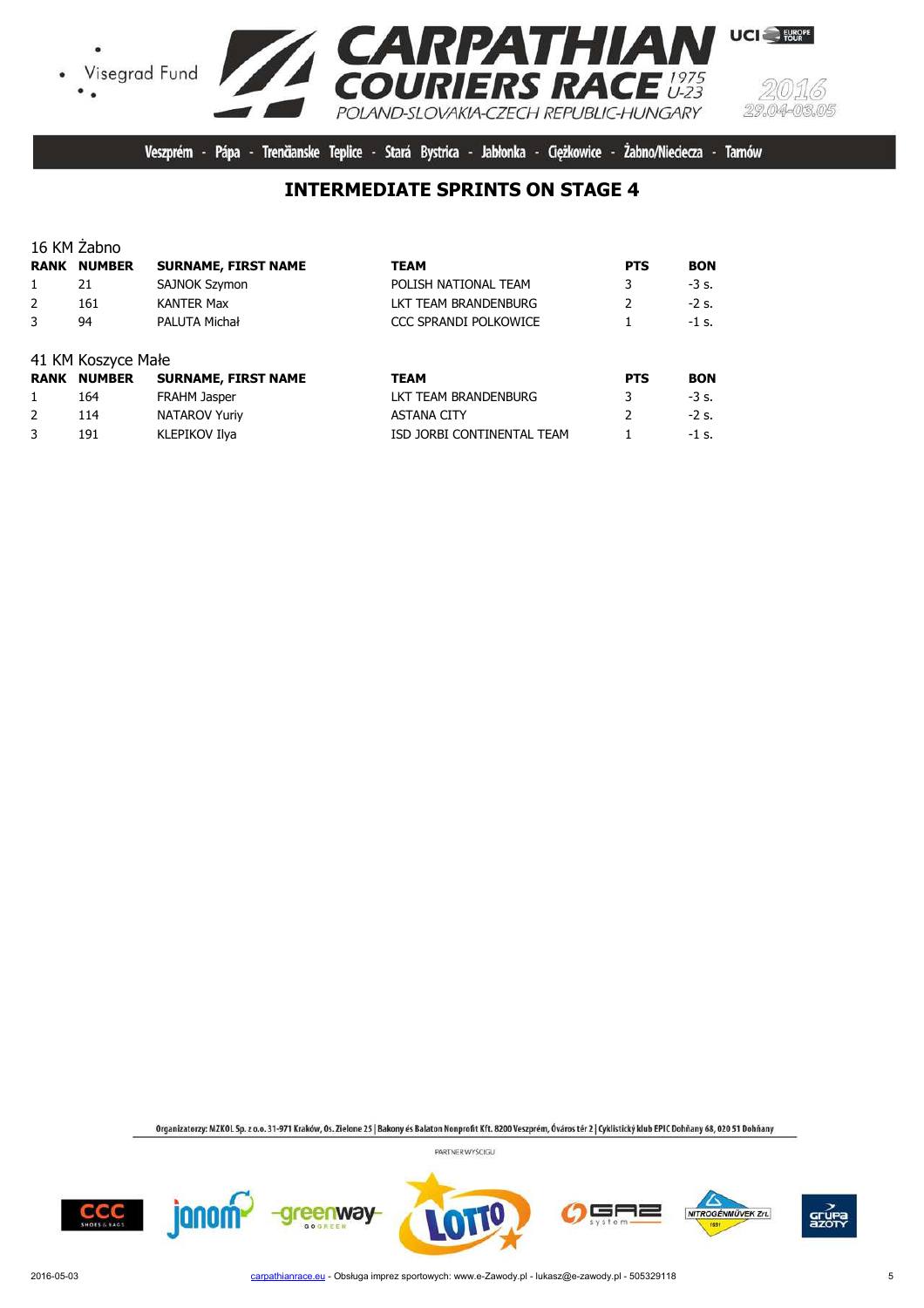# CARPATHIAN COURIERS RACE 1975 U-23

POLAND-SLOVAKIA-CZECH REPUBLIC-HUNGARY

2016 29.04-03.05

Veszprém - Pápa - Trenčianske Teplice - Stará Bystrica - Jabłonka - Ciężkowice - Żabno/Nieciecza - Tarnów

## INTERMEDIATE SPRINTS ON STAGE 4

16 KM Żabno

| RANK | NUMBER | SURNAME, FIRST NAME | TEAM | PTS | BON |
|---|---|---|---|---|---|
| 1 | 21 | SAJNOK Szymon | POLISH NATIONAL TEAM | 3 | -3 s. |
| 2 | 161 | KANTER Max | LKT TEAM BRANDENBURG | 2 | -2 s. |
| 3 | 94 | PALUTA Michał | CCC SPRANDI POLKOWICE | 1 | -1 s. |

41 KM Koszyce Małe

| RANK | NUMBER | SURNAME, FIRST NAME | TEAM | PTS | BON |
|---|---|---|---|---|---|
| 1 | 164 | FRAHM Jasper | LKT TEAM BRANDENBURG | 3 | -3 s. |
| 2 | 114 | NATAROV Yuriy | ASTANA CITY | 2 | -2 s. |
| 3 | 191 | KLEPIKOV Ilya | ISD JORBI CONTINENTAL TEAM | 1 | -1 s. |

Organizatorzy: MZKOL Sp. z o.o. 31-971 Kraków, Os. Zielone 25 | Bakony és Balaton Nonprofit Kft. 8200 Veszprém, Óváros tér 2 | Cyklistický klub EPIC Dohňany 68, 020 51 Dohňany

PARTNER WYŚCIGU

2016-05-03 carpathianrace.eu - Obsługa imprez sportowych: www.e-Zawody.pl - lukasz@e-zawody.pl - 505329118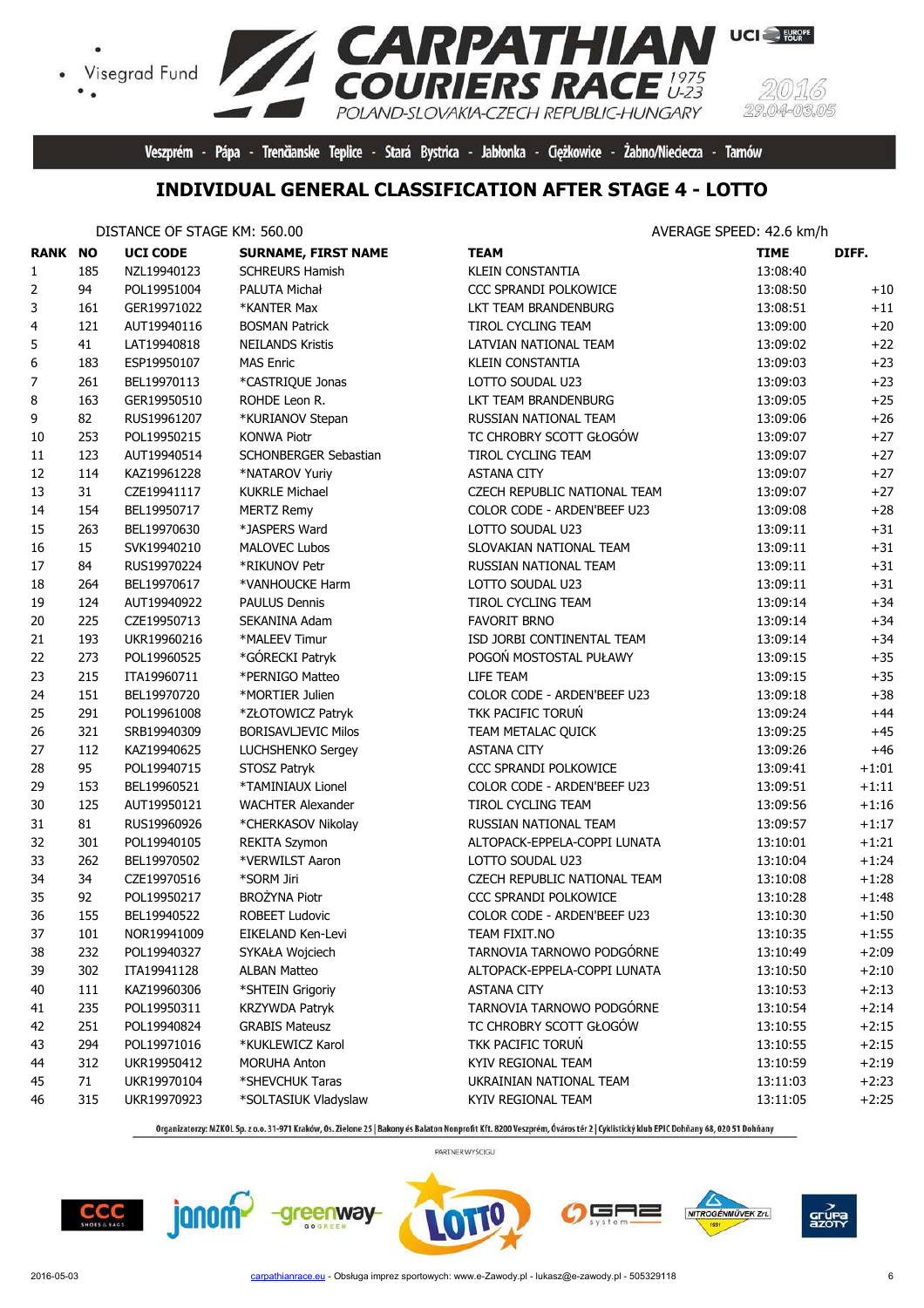# CARPATHIAN COURIERS RACE 1975 U-23

POLAND-SLOVAKIA-CZECH REPUBLIC-HUNGARY

2016 29.04-03.05

Veszprém - Pápa - Trenčianske Teplice - Stará Bystrica - Jabłonka - Ciężkowice - Żabno/Nieciecza - Tarnów

## INDIVIDUAL GENERAL CLASSIFICATION AFTER STAGE 4 - LOTTO

DISTANCE OF STAGE KM: 560.00

AVERAGE SPEED: 42.6 km/h

| RANK | NO | UCI CODE | SURNAME, FIRST NAME | TEAM | TIME | DIFF. |
|---|---|---|---|---|---|---|
| 1 | 185 | NZL19940123 | SCHREURS Hamish | KLEIN CONSTANTIA | 13:08:40 | |
| 2 | 94 | POL19951004 | PALUTA Michał | CCC SPRANDI POLKOWICE | 13:08:50 | +10 |
| 3 | 161 | GER19971022 | *KANTER Max | LKT TEAM BRANDENBURG | 13:08:51 | +11 |
| 4 | 121 | AUT19940116 | BOSMAN Patrick | TIROL CYCLING TEAM | 13:09:00 | +20 |
| 5 | 41 | LAT19940818 | NEILANDS Kristis | LATVIAN NATIONAL TEAM | 13:09:02 | +22 |
| 6 | 183 | ESP19950107 | MAS Enric | KLEIN CONSTANTIA | 13:09:03 | +23 |
| 7 | 261 | BEL19970113 | *CASTRIQUE Jonas | LOTTO SOUDAL U23 | 13:09:03 | +23 |
| 8 | 163 | GER19950510 | ROHDE Leon R. | LKT TEAM BRANDENBURG | 13:09:05 | +25 |
| 9 | 82 | RUS19961207 | *KURIANOV Stepan | RUSSIAN NATIONAL TEAM | 13:09:06 | +26 |
| 10 | 253 | POL19950215 | KONWA Piotr | TC CHROBRY SCOTT GŁOGÓW | 13:09:07 | +27 |
| 11 | 123 | AUT19940514 | SCHONBERGER Sebastian | TIROL CYCLING TEAM | 13:09:07 | +27 |
| 12 | 114 | KAZ19961228 | *NATAROV Yuriy | ASTANA CITY | 13:09:07 | +27 |
| 13 | 31 | CZE19941117 | KUKRLE Michael | CZECH REPUBLIC NATIONAL TEAM | 13:09:07 | +27 |
| 14 | 154 | BEL19950717 | MERTZ Remy | COLOR CODE - ARDEN'BEEF U23 | 13:09:08 | +28 |
| 15 | 263 | BEL19970630 | *JASPERS Ward | LOTTO SOUDAL U23 | 13:09:11 | +31 |
| 16 | 15 | SVK19940210 | MALOVEC Lubos | SLOVAKIAN NATIONAL TEAM | 13:09:11 | +31 |
| 17 | 84 | RUS19970224 | *RIKUNOV Petr | RUSSIAN NATIONAL TEAM | 13:09:11 | +31 |
| 18 | 264 | BEL19970617 | *VANHOUCKE Harm | LOTTO SOUDAL U23 | 13:09:11 | +31 |
| 19 | 124 | AUT19940922 | PAULUS Dennis | TIROL CYCLING TEAM | 13:09:14 | +34 |
| 20 | 225 | CZE19950713 | SEKANINA Adam | FAVORIT BRNO | 13:09:14 | +34 |
| 21 | 193 | UKR19960216 | *MALEEV Timur | ISD JORBI CONTINENTAL TEAM | 13:09:14 | +34 |
| 22 | 273 | POL19960525 | *GÓRECKI Patryk | POGOŃ MOSTOSTAL PUŁAWY | 13:09:15 | +35 |
| 23 | 215 | ITA19960711 | *PERNIGO Matteo | LIFE TEAM | 13:09:15 | +35 |
| 24 | 151 | BEL19970720 | *MORTIER Julien | COLOR CODE - ARDEN'BEEF U23 | 13:09:18 | +38 |
| 25 | 291 | POL19961008 | *ZŁOTOWICZ Patryk | TKK PACIFIC TORUŃ | 13:09:24 | +44 |
| 26 | 321 | SRB19940309 | BORISAVLJEVIC Milos | TEAM METALAC QUICK | 13:09:25 | +45 |
| 27 | 112 | KAZ19940625 | LUCHSHENKO Sergey | ASTANA CITY | 13:09:26 | +46 |
| 28 | 95 | POL19940715 | STOSZ Patryk | CCC SPRANDI POLKOWICE | 13:09:41 | +1:01 |
| 29 | 153 | BEL19960521 | *TAMINIAUX Lionel | COLOR CODE - ARDEN'BEEF U23 | 13:09:51 | +1:11 |
| 30 | 125 | AUT19950121 | WACHTER Alexander | TIROL CYCLING TEAM | 13:09:56 | +1:16 |
| 31 | 81 | RUS19960926 | *CHERKASOV Nikolay | RUSSIAN NATIONAL TEAM | 13:09:57 | +1:17 |
| 32 | 301 | POL19940105 | REKITA Szymon | ALTOPACK-EPPELA-COPPI LUNATA | 13:10:01 | +1:21 |
| 33 | 262 | BEL19970502 | *VERWILST Aaron | LOTTO SOUDAL U23 | 13:10:04 | +1:24 |
| 34 | 34 | CZE19970516 | *SORM Jiri | CZECH REPUBLIC NATIONAL TEAM | 13:10:08 | +1:28 |
| 35 | 92 | POL19950217 | BROŻYNA Piotr | CCC SPRANDI POLKOWICE | 13:10:28 | +1:48 |
| 36 | 155 | BEL19940522 | ROBEET Ludovic | COLOR CODE - ARDEN'BEEF U23 | 13:10:30 | +1:50 |
| 37 | 101 | NOR19941009 | EIKELAND Ken-Levi | TEAM FIXIT.NO | 13:10:35 | +1:55 |
| 38 | 232 | POL19940327 | SYKAŁA Wojciech | TARNOVIA TARNOWO PODGÓRNE | 13:10:49 | +2:09 |
| 39 | 302 | ITA19941128 | ALBAN Matteo | ALTOPACK-EPPELA-COPPI LUNATA | 13:10:50 | +2:10 |
| 40 | 111 | KAZ19960306 | *SHTEIN Grigoriy | ASTANA CITY | 13:10:53 | +2:13 |
| 41 | 235 | POL19950311 | KRZYWDA Patryk | TARNOVIA TARNOWO PODGÓRNE | 13:10:54 | +2:14 |
| 42 | 251 | POL19940824 | GRABIS Mateusz | TC CHROBRY SCOTT GŁOGÓW | 13:10:55 | +2:15 |
| 43 | 294 | POL19971016 | *KUKLEWICZ Karol | TKK PACIFIC TORUŃ | 13:10:55 | +2:15 |
| 44 | 312 | UKR19950412 | MORUHA Anton | KYIV REGIONAL TEAM | 13:10:59 | +2:19 |
| 45 | 71 | UKR19970104 | *SHEVCHUK Taras | UKRAINIAN NATIONAL TEAM | 13:11:03 | +2:23 |
| 46 | 315 | UKR19970923 | *SOLTASIUK Vladyslav | KYIV REGIONAL TEAM | 13:11:05 | +2:25 |

Organizatorzy: MZKOL Sp. z o.o. 31-971 Kraków, Os. Zielone 25 | Bakony és Balaton Nonprofit Kft. 8200 Veszprém, Óváros tér 2 | Cyklistický klub EPIC Dohňany 68, 020 51 Dohňany

PARTNER WYŚCIGU

2016-05-03 carpathianrace.eu - Obsługa imprez sportowych: www.e-Zawody.pl - lukasz@e-zawody.pl - 505329118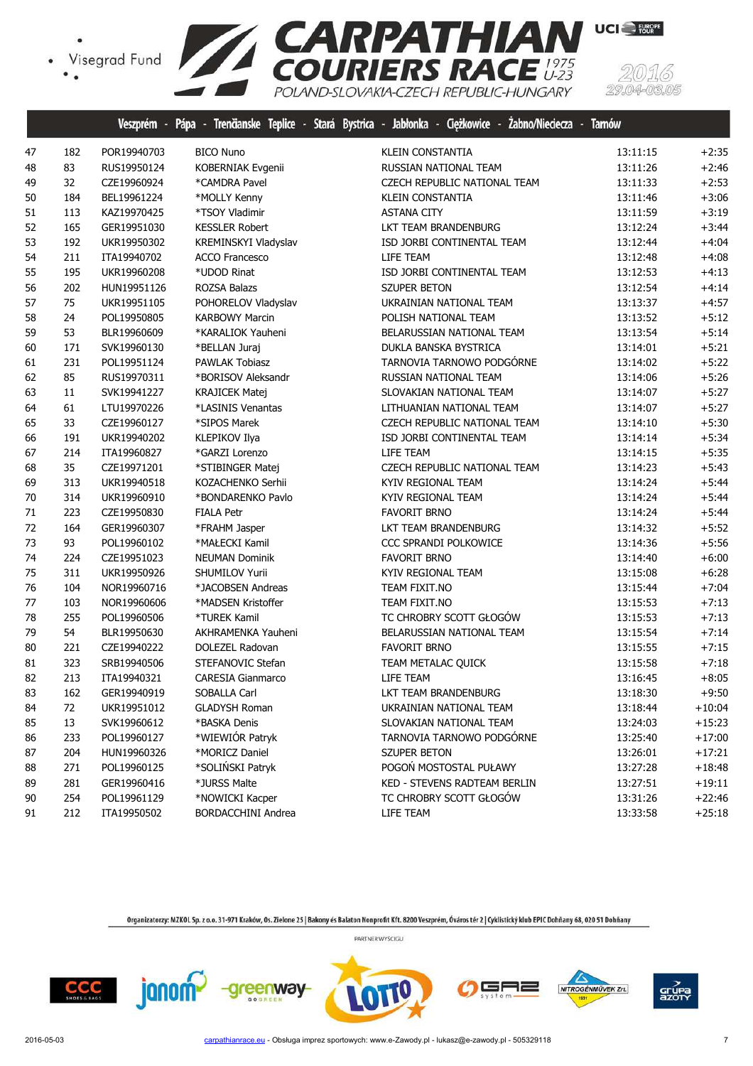Veszprém - Pápa - Trenčianske Teplice - Stará Bystrica - Jabłonka - Ciężkowice - Żabno/Nieciecza - Tarnów

| | | | | | | |
|---|---|---|---|---|---|---|
| 47 | 182 | POR19940703 | BICO Nuno | KLEIN CONSTANTIA | 13:11:15 | +2:35 |
| 48 | 83 | RUS19950124 | KOBERNIAK Evgenii | RUSSIAN NATIONAL TEAM | 13:11:26 | +2:46 |
| 49 | 32 | CZE19960924 | *CAMDRA Pavel | CZECH REPUBLIC NATIONAL TEAM | 13:11:33 | +2:53 |
| 50 | 184 | BEL19961224 | *MOLLY Kenny | KLEIN CONSTANTIA | 13:11:46 | +3:06 |
| 51 | 113 | KAZ19970425 | *TSOY Vladimir | ASTANA CITY | 13:11:59 | +3:19 |
| 52 | 165 | GER19951030 | KESSLER Robert | LKT TEAM BRANDENBURG | 13:12:24 | +3:44 |
| 53 | 192 | UKR19950302 | KREMINSKYI Vladyslav | ISD JORBI CONTINENTAL TEAM | 13:12:44 | +4:04 |
| 54 | 211 | ITA19940702 | ACCO Francesco | LIFE TEAM | 13:12:48 | +4:08 |
| 55 | 195 | UKR19960208 | *UDOD Rinat | ISD JORBI CONTINENTAL TEAM | 13:12:53 | +4:13 |
| 56 | 202 | HUN19951126 | ROZSA Balazs | SZUPER BETON | 13:12:54 | +4:14 |
| 57 | 75 | UKR19951105 | POHORELOV Vladyslav | UKRAINIAN NATIONAL TEAM | 13:13:37 | +4:57 |
| 58 | 24 | POL19950805 | KARBOWY Marcin | POLISH NATIONAL TEAM | 13:13:52 | +5:12 |
| 59 | 53 | BLR19960609 | *KARALIOK Yauheni | BELARUSSIAN NATIONAL TEAM | 13:13:54 | +5:14 |
| 60 | 171 | SVK19960130 | *BELLAN Juraj | DUKLA BANSKA BYSTRICA | 13:14:01 | +5:21 |
| 61 | 231 | POL19951124 | PAWLAK Tobiasz | TARNOVIA TARNOWO PODGÓRNE | 13:14:02 | +5:22 |
| 62 | 85 | RUS19970311 | *BORISOV Aleksandr | RUSSIAN NATIONAL TEAM | 13:14:06 | +5:26 |
| 63 | 11 | SVK19941227 | KRAJICEK Matej | SLOVAKIAN NATIONAL TEAM | 13:14:07 | +5:27 |
| 64 | 61 | LTU19970226 | *LASINIS Venantas | LITHUANIAN NATIONAL TEAM | 13:14:07 | +5:27 |
| 65 | 33 | CZE19960127 | *SIPOS Marek | CZECH REPUBLIC NATIONAL TEAM | 13:14:10 | +5:30 |
| 66 | 191 | UKR19940202 | KLEPIKOV Ilya | ISD JORBI CONTINENTAL TEAM | 13:14:14 | +5:34 |
| 67 | 214 | ITA19960827 | *GARZI Lorenzo | LIFE TEAM | 13:14:15 | +5:35 |
| 68 | 35 | CZE19971201 | *STIBINGER Matej | CZECH REPUBLIC NATIONAL TEAM | 13:14:23 | +5:43 |
| 69 | 313 | UKR19940518 | KOZACHENKO Serhii | KYIV REGIONAL TEAM | 13:14:24 | +5:44 |
| 70 | 314 | UKR19960910 | *BONDARENKO Pavlo | KYIV REGIONAL TEAM | 13:14:24 | +5:44 |
| 71 | 223 | CZE19950830 | FIALA Petr | FAVORIT BRNO | 13:14:24 | +5:44 |
| 72 | 164 | GER19960307 | *FRAHM Jasper | LKT TEAM BRANDENBURG | 13:14:32 | +5:52 |
| 73 | 93 | POL19960102 | *MAŁECKI Kamil | CCC SPRANDI POLKOWICE | 13:14:36 | +5:56 |
| 74 | 224 | CZE19951023 | NEUMAN Dominik | FAVORIT BRNO | 13:14:40 | +6:00 |
| 75 | 311 | UKR19950926 | SHUMILOV Yurii | KYIV REGIONAL TEAM | 13:15:08 | +6:28 |
| 76 | 104 | NOR19960716 | *JACOBSEN Andreas | TEAM FIXIT.NO | 13:15:44 | +7:04 |
| 77 | 103 | NOR19960606 | *MADSEN Kristoffer | TEAM FIXIT.NO | 13:15:53 | +7:13 |
| 78 | 255 | POL19960506 | *TUREK Kamil | TC CHROBRY SCOTT GŁOGÓW | 13:15:53 | +7:13 |
| 79 | 54 | BLR19950630 | AKHRAMENKA Yauheni | BELARUSSIAN NATIONAL TEAM | 13:15:54 | +7:14 |
| 80 | 221 | CZE19940222 | DOLEZEL Radovan | FAVORIT BRNO | 13:15:55 | +7:15 |
| 81 | 323 | SRB19940506 | STEFANOVIC Stefan | TEAM METALAC QUICK | 13:15:58 | +7:18 |
| 82 | 213 | ITA19940321 | CARESIA Gianmarco | LIFE TEAM | 13:16:45 | +8:05 |
| 83 | 162 | GER19940919 | SOBALLA Carl | LKT TEAM BRANDENBURG | 13:18:30 | +9:50 |
| 84 | 72 | UKR19951012 | GLADYSH Roman | UKRAINIAN NATIONAL TEAM | 13:18:44 | +10:04 |
| 85 | 13 | SVK19960612 | *BASKA Denis | SLOVAKIAN NATIONAL TEAM | 13:24:03 | +15:23 |
| 86 | 233 | POL19960127 | *WIEWIÓR Patryk | TARNOVIA TARNOWO PODGÓRNE | 13:25:40 | +17:00 |
| 87 | 204 | HUN19960326 | *MORICZ Daniel | SZUPER BETON | 13:26:01 | +17:21 |
| 88 | 271 | POL19960125 | *SOLIŃSKI Patryk | POGOŃ MOSTOSTAL PUŁAWY | 13:27:28 | +18:48 |
| 89 | 281 | GER19960416 | *JURSS Malte | KED - STEVENS RADTEAM BERLIN | 13:27:51 | +19:11 |
| 90 | 254 | POL19961129 | *NOWICKI Kacper | TC CHROBRY SCOTT GŁOGÓW | 13:31:26 | +22:46 |
| 91 | 212 | ITA19950502 | BORDACCHINI Andrea | LIFE TEAM | 13:33:58 | +25:18 |

Organizatorzy: MZKOL Sp. z o.o. 31-971 Kraków, Os. Zielone 25 | Bakony és Balaton Nonprofit Kft. 8200 Veszprém, Óváros tér 2 | Cyklistický klub EPIC Dohňany 68, 020 51 Dohňany

PARTNER WYŚCIGU

2016-05-03 carpathianrace.eu - Obsługa imprez sportowych: www.e-Zawody.pl - lukasz@e-zawody.pl - 505329118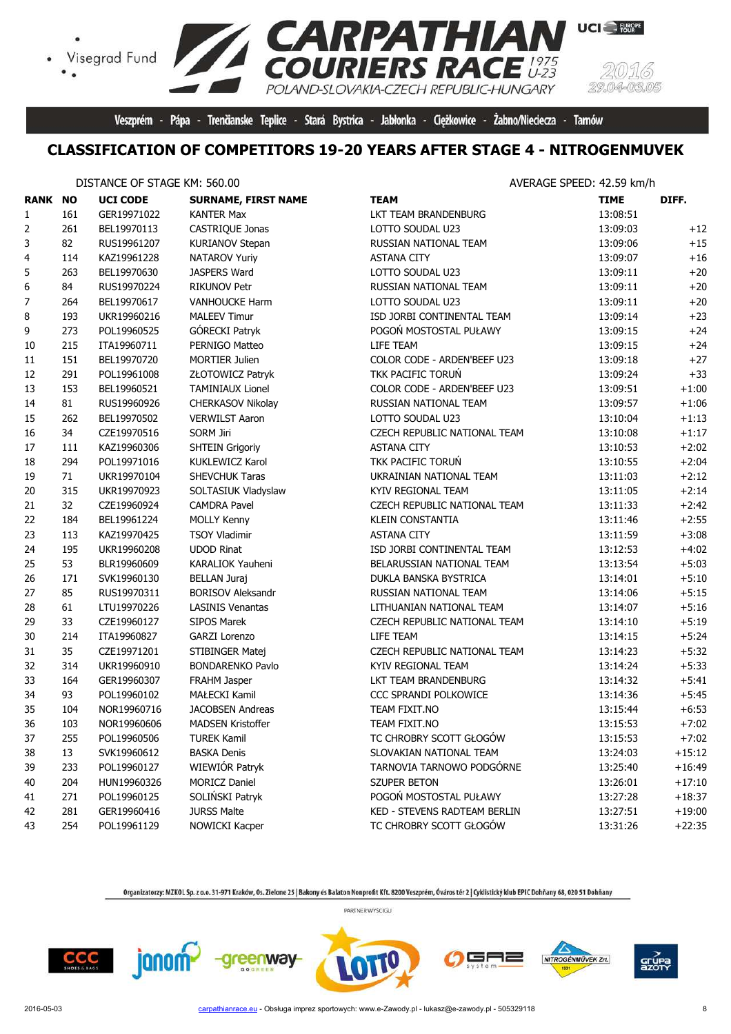Veszprém - Pápa - Trenčianske Teplice - Stará Bystrica - Jabłonka - Ciężkowice - Żabno/Nieciecza - Tarnów

## CLASSIFICATION OF COMPETITORS 19-20 YEARS AFTER STAGE 4 - NITROGENMUVEK

DISTANCE OF STAGE KM: 560.00 AVERAGE SPEED: 42.59 km/h

| RANK | NO | UCI CODE | SURNAME, FIRST NAME | TEAM | TIME | DIFF. |
|---|---|---|---|---|---|---|
| 1 | 161 | GER19971022 | KANTER Max | LKT TEAM BRANDENBURG | 13:08:51 | |
| 2 | 261 | BEL19970113 | CASTRIQUE Jonas | LOTTO SOUDAL U23 | 13:09:03 | +12 |
| 3 | 82 | RUS19961207 | KURIANOV Stepan | RUSSIAN NATIONAL TEAM | 13:09:06 | +15 |
| 4 | 114 | KAZ19961228 | NATAROV Yuriy | ASTANA CITY | 13:09:07 | +16 |
| 5 | 263 | BEL19970630 | JASPERS Ward | LOTTO SOUDAL U23 | 13:09:11 | +20 |
| 6 | 84 | RUS19970224 | RIKUNOV Petr | RUSSIAN NATIONAL TEAM | 13:09:11 | +20 |
| 7 | 264 | BEL19970617 | VANHOUCKE Harm | LOTTO SOUDAL U23 | 13:09:11 | +20 |
| 8 | 193 | UKR19960216 | MALEEV Timur | ISD JORBI CONTINENTAL TEAM | 13:09:14 | +23 |
| 9 | 273 | POL19960525 | GÓRECKI Patryk | POGOŃ MOSTOSTAL PUŁAWY | 13:09:15 | +24 |
| 10 | 215 | ITA19960711 | PERNIGO Matteo | LIFE TEAM | 13:09:15 | +24 |
| 11 | 151 | BEL19970720 | MORTIER Julien | COLOR CODE - ARDEN'BEEF U23 | 13:09:18 | +27 |
| 12 | 291 | POL19961008 | ZŁOTOWICZ Patryk | TKK PACIFIC TORUŃ | 13:09:24 | +33 |
| 13 | 153 | BEL19960521 | TAMINIAUX Lionel | COLOR CODE - ARDEN'BEEF U23 | 13:09:51 | +1:00 |
| 14 | 81 | RUS19960926 | CHERKASOV Nikolay | RUSSIAN NATIONAL TEAM | 13:09:57 | +1:06 |
| 15 | 262 | BEL19970502 | VERWILST Aaron | LOTTO SOUDAL U23 | 13:10:04 | +1:13 |
| 16 | 34 | CZE19970516 | SORM Jiri | CZECH REPUBLIC NATIONAL TEAM | 13:10:08 | +1:17 |
| 17 | 111 | KAZ19960306 | SHTEIN Grigoriy | ASTANA CITY | 13:10:53 | +2:02 |
| 18 | 294 | POL19971016 | KUKLEWICZ Karol | TKK PACIFIC TORUŃ | 13:10:55 | +2:04 |
| 19 | 71 | UKR19970104 | SHEVCHUK Taras | UKRAINIAN NATIONAL TEAM | 13:11:03 | +2:12 |
| 20 | 315 | UKR19970923 | SOLTASIUK Vladyslaw | KYIV REGIONAL TEAM | 13:11:05 | +2:14 |
| 21 | 32 | CZE19960924 | CAMRDA Pavel | CZECH REPUBLIC NATIONAL TEAM | 13:11:33 | +2:42 |
| 22 | 184 | BEL19961224 | MOLLY Kenny | KLEIN CONSTANTIA | 13:11:46 | +2:55 |
| 23 | 113 | KAZ19970425 | TSOY Vladimir | ASTANA CITY | 13:11:59 | +3:08 |
| 24 | 195 | UKR19960208 | UDOD Rinat | ISD JORBI CONTINENTAL TEAM | 13:12:53 | +4:02 |
| 25 | 53 | BLR19960609 | KARALIOK Yauheni | BELARUSSIAN NATIONAL TEAM | 13:13:54 | +5:03 |
| 26 | 171 | SVK19960130 | BELLAN Juraj | DUKLA BANSKA BYSTRICA | 13:14:01 | +5:10 |
| 27 | 85 | RUS19970311 | BORISOV Aleksandr | RUSSIAN NATIONAL TEAM | 13:14:06 | +5:15 |
| 28 | 61 | LTU19970226 | LASINIS Venantas | LITHUANIAN NATIONAL TEAM | 13:14:07 | +5:16 |
| 29 | 33 | CZE19960127 | SIPOS Marek | CZECH REPUBLIC NATIONAL TEAM | 13:14:10 | +5:19 |
| 30 | 214 | ITA19960827 | GARZI Lorenzo | LIFE TEAM | 13:14:15 | +5:24 |
| 31 | 35 | CZE19971201 | STIBINGER Matej | CZECH REPUBLIC NATIONAL TEAM | 13:14:23 | +5:32 |
| 32 | 314 | UKR19960910 | BONDARENKO Pavlo | KYIV REGIONAL TEAM | 13:14:24 | +5:33 |
| 33 | 164 | GER19960307 | FRAHM Jasper | LKT TEAM BRANDENBURG | 13:14:32 | +5:41 |
| 34 | 93 | POL19960102 | MAŁECKI Kamil | CCC SPRANDI POLKOWICE | 13:14:36 | +5:45 |
| 35 | 104 | NOR19960716 | JACOBSEN Andreas | TEAM FIXIT.NO | 13:15:44 | +6:53 |
| 36 | 103 | NOR19960606 | MADSEN Kristoffer | TEAM FIXIT.NO | 13:15:53 | +7:02 |
| 37 | 255 | POL19960506 | TUREK Kamil | TC CHROBRY SCOTT GŁOGÓW | 13:15:53 | +7:02 |
| 38 | 13 | SVK19960612 | BASKA Denis | SLOVAKIAN NATIONAL TEAM | 13:24:03 | +15:12 |
| 39 | 233 | POL19960127 | WIEWIÓR Patryk | TARNOVIA TARNOWO PODGÓRNE | 13:25:40 | +16:49 |
| 40 | 204 | HUN19960326 | MORICZ Daniel | SZUPER BETON | 13:26:01 | +17:10 |
| 41 | 271 | POL19960125 | SOLIŃSKI Patryk | POGOŃ MOSTOSTAL PUŁAWY | 13:27:28 | +18:37 |
| 42 | 281 | GER19960416 | JURSS Malte | KED - STEVENS RADTEAM BERLIN | 13:27:51 | +19:00 |
| 43 | 254 | POL19961129 | NOWICKI Kacper | TC CHROBRY SCOTT GŁOGÓW | 13:31:26 | +22:35 |

Organizatorzy: MZKOL Sp. z o.o. 31-971 Kraków, Os. Zielone 25 | Bakony és Balaton Nonprofit Kft. 8200 Veszprém, Óváros tér 2 | Cyklistický klub EPIC Dohňany 68, 020 51 Dohňany

PARTNER WYŚCIGU

2016-05-03 carpathianrace.eu - Obsługa imprez sportowych: www.e-Zawody.pl - lukasz@e-zawody.pl - 505329118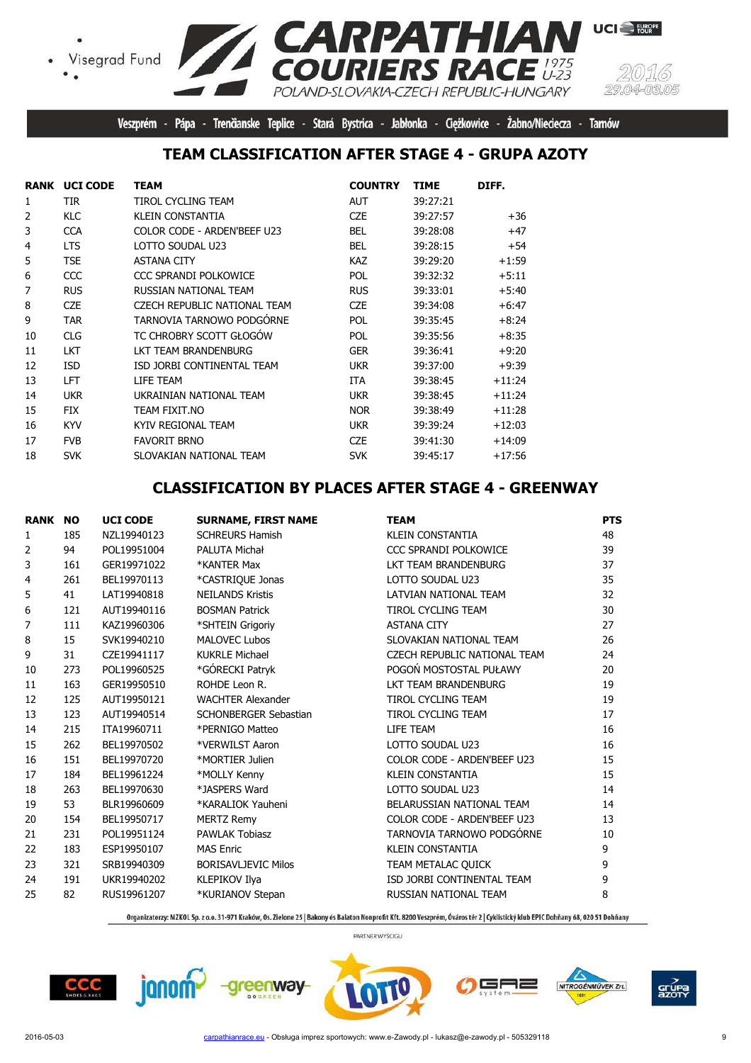Visegrad Fund

# CARPATHIAN COURIERS RACE 1975 U-23

POLAND-SLOVAKIA-CZECH REPUBLIC-HUNGARY

2016 29.04-03.05

Veszprém - Pápa - Trenčianske Teplice - Stará Bystrica - Jabłonka - Ciężkowice - Żabno/Nieciecza - Tarnów

## TEAM CLASSIFICATION AFTER STAGE 4 - GRUPA AZOTY

| RANK | UCI CODE | TEAM | COUNTRY | TIME | DIFF. |
|---|---|---|---|---|---|
| 1 | TIR | TIROL CYCLING TEAM | AUT | 39:27:21 | |
| 2 | KLC | KLEIN CONSTANTIA | CZE | 39:27:57 | +36 |
| 3 | CCA | COLOR CODE - ARDEN'BEEF U23 | BEL | 39:28:08 | +47 |
| 4 | LTS | LOTTO SOUDAL U23 | BEL | 39:28:15 | +54 |
| 5 | TSE | ASTANA CITY | KAZ | 39:29:20 | +1:59 |
| 6 | CCC | CCC SPRANDI POLKOWICE | POL | 39:32:32 | +5:11 |
| 7 | RUS | RUSSIAN NATIONAL TEAM | RUS | 39:33:01 | +5:40 |
| 8 | CZE | CZECH REPUBLIC NATIONAL TEAM | CZE | 39:34:08 | +6:47 |
| 9 | TAR | TARNOVIA TARNOWO PODGÓRNE | POL | 39:35:45 | +8:24 |
| 10 | CLG | TC CHROBRY SCOTT GŁOGÓW | POL | 39:35:56 | +8:35 |
| 11 | LKT | LKT TEAM BRANDENBURG | GER | 39:36:41 | +9:20 |
| 12 | ISD | ISD JORBI CONTINENTAL TEAM | UKR | 39:37:00 | +9:39 |
| 13 | LFT | LIFE TEAM | ITA | 39:38:45 | +11:24 |
| 14 | UKR | UKRAINIAN NATIONAL TEAM | UKR | 39:38:45 | +11:24 |
| 15 | FIX | TEAM FIXIT.NO | NOR | 39:38:49 | +11:28 |
| 16 | KYV | KYIV REGIONAL TEAM | UKR | 39:39:24 | +12:03 |
| 17 | FVB | FAVORIT BRNO | CZE | 39:41:30 | +14:09 |
| 18 | SVK | SLOVAKIAN NATIONAL TEAM | SVK | 39:45:17 | +17:56 |

## CLASSIFICATION BY PLACES AFTER STAGE 4 - GREENWAY

| RANK | NO | UCI CODE | SURNAME, FIRST NAME | TEAM | PTS |
|---|---|---|---|---|---|
| 1 | 185 | NZL19940123 | SCHREURS Hamish | KLEIN CONSTANTIA | 48 |
| 2 | 94 | POL19951004 | PALUTA Michał | CCC SPRANDI POLKOWICE | 39 |
| 3 | 161 | GER19971022 | *KANTER Max | LKT TEAM BRANDENBURG | 37 |
| 4 | 261 | BEL19970113 | *CASTRIQUE Jonas | LOTTO SOUDAL U23 | 35 |
| 5 | 41 | LAT19940818 | NEILANDS Kristis | LATVIAN NATIONAL TEAM | 32 |
| 6 | 121 | AUT19940116 | BOSMAN Patrick | TIROL CYCLING TEAM | 30 |
| 7 | 111 | KAZ19960306 | *SHTEIN Grigoriy | ASTANA CITY | 27 |
| 8 | 15 | SVK19940210 | MALOVEC Lubos | SLOVAKIAN NATIONAL TEAM | 26 |
| 9 | 31 | CZE19941117 | KUKRLE Michael | CZECH REPUBLIC NATIONAL TEAM | 24 |
| 10 | 273 | POL19960525 | *GÓRECKI Patryk | POGOŃ MOSTOSTAL PUŁAWY | 20 |
| 11 | 163 | GER19950510 | ROHDE Leon R. | LKT TEAM BRANDENBURG | 19 |
| 12 | 125 | AUT19950121 | WACHTER Alexander | TIROL CYCLING TEAM | 19 |
| 13 | 123 | AUT19940514 | SCHONBERGER Sebastian | TIROL CYCLING TEAM | 17 |
| 14 | 215 | ITA19960711 | *PERNIGO Matteo | LIFE TEAM | 16 |
| 15 | 262 | BEL19970502 | *VERWILST Aaron | LOTTO SOUDAL U23 | 16 |
| 16 | 151 | BEL19970720 | *MORTIER Julien | COLOR CODE - ARDEN'BEEF U23 | 15 |
| 17 | 184 | BEL19961224 | *MOLLY Kenny | KLEIN CONSTANTIA | 15 |
| 18 | 263 | BEL19970630 | *JASPERS Ward | LOTTO SOUDAL U23 | 14 |
| 19 | 53 | BLR19960609 | *KARALIOK Yauheni | BELARUSSIAN NATIONAL TEAM | 14 |
| 20 | 154 | BEL19950717 | MERTZ Remy | COLOR CODE - ARDEN'BEEF U23 | 13 |
| 21 | 231 | POL19951124 | PAWLAK Tobiasz | TARNOVIA TARNOWO PODGÓRNE | 10 |
| 22 | 183 | ESP19950107 | MAS Enric | KLEIN CONSTANTIA | 9 |
| 23 | 321 | SRB19940309 | BORISAVLJEVIC Milos | TEAM METALAC QUICK | 9 |
| 24 | 191 | UKR19940202 | KLEPIKOV Ilya | ISD JORBI CONTINENTAL TEAM | 9 |
| 25 | 82 | RUS19961207 | *KURIANOV Stepan | RUSSIAN NATIONAL TEAM | 8 |

Organizatorzy: MZKOL Sp. z o.o. 31-971 Kraków, Os. Zielone 25 | Bakony és Balaton Nonprofit Kft. 8200 Veszprém, Óváros tér 2 | Cyklistický klub EPIC Dohňany 68, 020 51 Dohňany

PARTNER WYŚCIGU

2016-05-03 carpathianrace.eu - Obsługa imprez sportowych: www.e-Zawody.pl - lukasz@e-zawody.pl - 505329118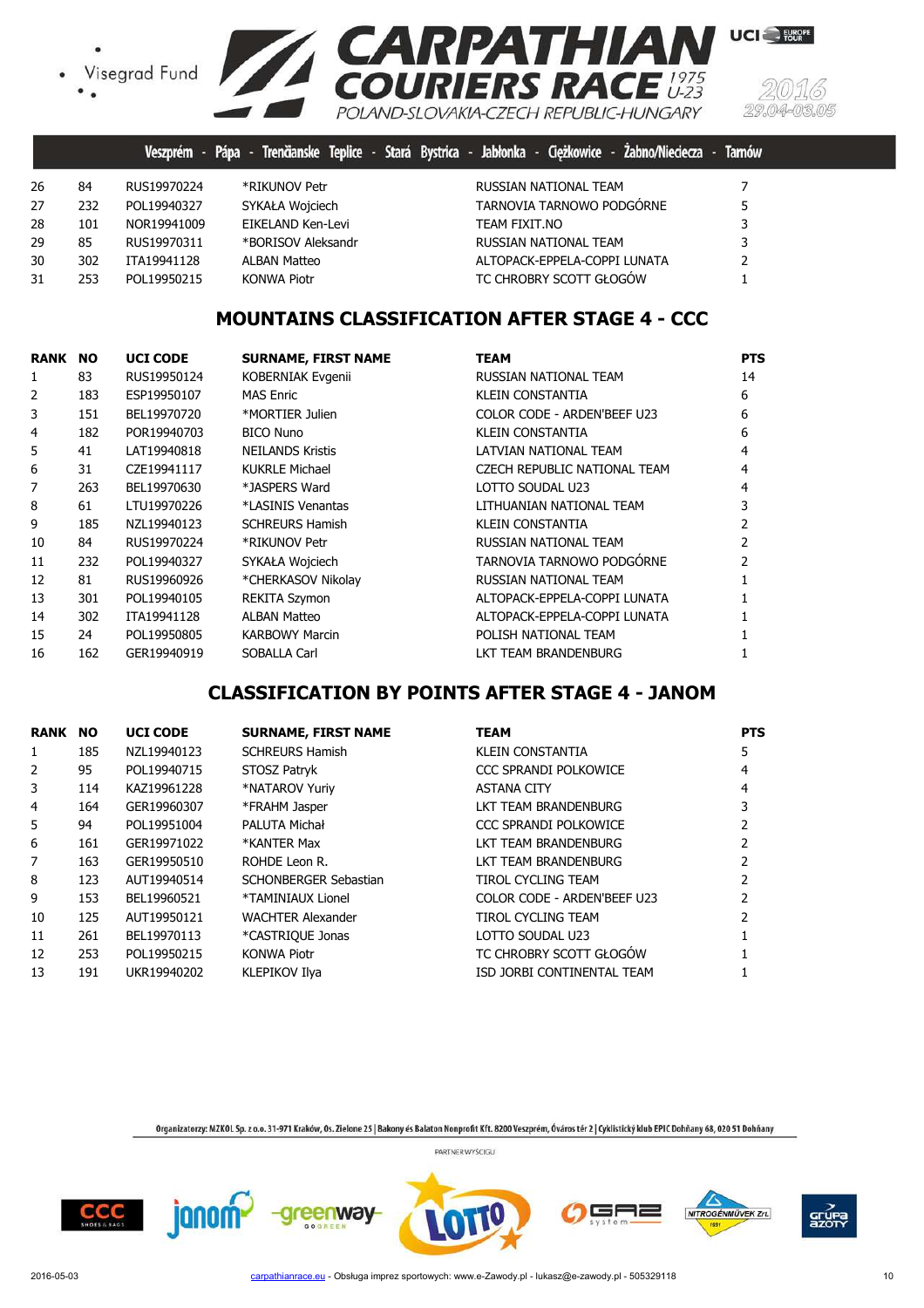| | | | | | |
|---|---|---|---|---|---|
| 26 | 84 | RUS19970224 | *RIKUNOV Petr | RUSSIAN NATIONAL TEAM | 7 |
| 27 | 232 | POL19940327 | SYKAŁA Wojciech | TARNOVIA TARNOWO PODGÓRNE | 5 |
| 28 | 101 | NOR19941009 | EIKELAND Ken-Levi | TEAM FIXIT.NO | 3 |
| 29 | 85 | RUS19970311 | *BORISOV Aleksandr | RUSSIAN NATIONAL TEAM | 3 |
| 30 | 302 | ITA19941128 | ALBAN Matteo | ALTOPACK-EPPELA-COPPI LUNATA | 2 |
| 31 | 253 | POL19950215 | KONWA Piotr | TC CHROBRY SCOTT GŁOGÓW | 1 |

## MOUNTAINS CLASSIFICATION AFTER STAGE 4 - CCC

| RANK | NO | UCI CODE | SURNAME, FIRST NAME | TEAM | PTS |
|---|---|---|---|---|---|
| 1 | 83 | RUS19950124 | KOBERNIAK Evgenii | RUSSIAN NATIONAL TEAM | 14 |
| 2 | 183 | ESP19950107 | MAS Enric | KLEIN CONSTANTIA | 6 |
| 3 | 151 | BEL19970720 | *MORTIER Julien | COLOR CODE - ARDEN'BEEF U23 | 6 |
| 4 | 182 | POR19940703 | BICO Nuno | KLEIN CONSTANTIA | 6 |
| 5 | 41 | LAT19940818 | NEILANDS Kristis | LATVIAN NATIONAL TEAM | 4 |
| 6 | 31 | CZE19941117 | KUKRLE Michael | CZECH REPUBLIC NATIONAL TEAM | 4 |
| 7 | 263 | BEL19970630 | *JASPERS Ward | LOTTO SOUDAL U23 | 4 |
| 8 | 61 | LTU19970226 | *LASINIS Venantas | LITHUANIAN NATIONAL TEAM | 3 |
| 9 | 185 | NZL19940123 | SCHREURS Hamish | KLEIN CONSTANTIA | 2 |
| 10 | 84 | RUS19970224 | *RIKUNOV Petr | RUSSIAN NATIONAL TEAM | 2 |
| 11 | 232 | POL19940327 | SYKAŁA Wojciech | TARNOVIA TARNOWO PODGÓRNE | 2 |
| 12 | 81 | RUS19960926 | *CHERKASOV Nikolay | RUSSIAN NATIONAL TEAM | 1 |
| 13 | 301 | POL19940105 | REKITA Szymon | ALTOPACK-EPPELA-COPPI LUNATA | 1 |
| 14 | 302 | ITA19941128 | ALBAN Matteo | ALTOPACK-EPPELA-COPPI LUNATA | 1 |
| 15 | 24 | POL19950805 | KARBOWY Marcin | POLISH NATIONAL TEAM | 1 |
| 16 | 162 | GER19940919 | SOBALLA Carl | LKT TEAM BRANDENBURG | 1 |

## CLASSIFICATION BY POINTS AFTER STAGE 4 - JANOM

| RANK | NO | UCI CODE | SURNAME, FIRST NAME | TEAM | PTS |
|---|---|---|---|---|---|
| 1 | 185 | NZL19940123 | SCHREURS Hamish | KLEIN CONSTANTIA | 5 |
| 2 | 95 | POL19940715 | STOSZ Patryk | CCC SPRANDI POLKOWICE | 4 |
| 3 | 114 | KAZ19961228 | *NATAROV Yuriy | ASTANA CITY | 4 |
| 4 | 164 | GER19960307 | *FRAHM Jasper | LKT TEAM BRANDENBURG | 3 |
| 5 | 94 | POL19951004 | PALUTA Michał | CCC SPRANDI POLKOWICE | 2 |
| 6 | 161 | GER19971022 | *KANTER Max | LKT TEAM BRANDENBURG | 2 |
| 7 | 163 | GER19950510 | ROHDE Leon R. | LKT TEAM BRANDENBURG | 2 |
| 8 | 123 | AUT19940514 | SCHONBERGER Sebastian | TIROL CYCLING TEAM | 2 |
| 9 | 153 | BEL19960521 | *TAMINIAUX Lionel | COLOR CODE - ARDEN'BEEF U23 | 2 |
| 10 | 125 | AUT19950121 | WACHTER Alexander | TIROL CYCLING TEAM | 2 |
| 11 | 261 | BEL19970113 | *CASTRIQUE Jonas | LOTTO SOUDAL U23 | 1 |
| 12 | 253 | POL19950215 | KONWA Piotr | TC CHROBRY SCOTT GŁOGÓW | 1 |
| 13 | 191 | UKR19940202 | KLEPIKOV Ilya | ISD JORBI CONTINENTAL TEAM | 1 |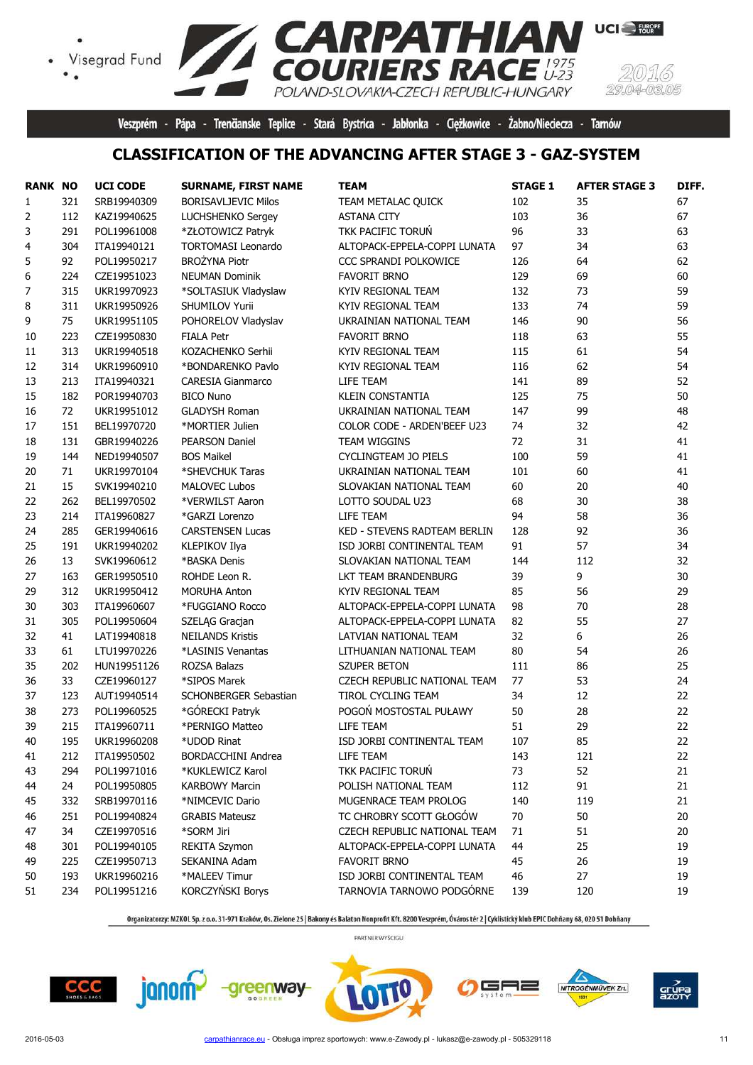Visegrad Fund

CARPATHIAN COURIERS RACE 1975 U-23

POLAND-SLOVAKIA-CZECH REPUBLIC-HUNGARY

2016 29.04-03.05

Veszprém - Pápa - Trenčianske Teplice - Stará Bystrica - Jabłonka - Ciężkowice - Żabno/Nieciecza - Tarnów

## CLASSIFICATION OF THE ADVANCING AFTER STAGE 3 - GAZ-SYSTEM

| RANK | NO | UCI CODE | SURNAME, FIRST NAME | TEAM | STAGE 1 | AFTER STAGE 3 | DIFF. |
|---|---|---|---|---|---|---|---|
| 1 | 321 | SRB19940309 | BORISAVLJEVIC Milos | TEAM METALAC QUICK | 102 | 35 | 67 |
| 2 | 112 | KAZ19940625 | LUCHSHENKO Sergey | ASTANA CITY | 103 | 36 | 67 |
| 3 | 291 | POL19961008 | *ZŁOTOWICZ Patryk | TKK PACIFIC TORUŃ | 96 | 33 | 63 |
| 4 | 304 | ITA19940121 | TORTOMASI Leonardo | ALTOPACK-EPPELA-COPPI LUNATA | 97 | 34 | 63 |
| 5 | 92 | POL19950217 | BROŻYNA Piotr | CCC SPRANDI POLKOWICE | 126 | 64 | 62 |
| 6 | 224 | CZE19951023 | NEUMAN Dominik | FAVORIT BRNO | 129 | 69 | 60 |
| 7 | 315 | UKR19970923 | *SOLTASIUK Vladyslaw | KYIV REGIONAL TEAM | 132 | 73 | 59 |
| 8 | 311 | UKR19950926 | SHUMILOV Yurii | KYIV REGIONAL TEAM | 133 | 74 | 59 |
| 9 | 75 | UKR19951105 | POHORELOV Vladyslav | UKRAINIAN NATIONAL TEAM | 146 | 90 | 56 |
| 10 | 223 | CZE19950830 | FIALA Petr | FAVORIT BRNO | 118 | 63 | 55 |
| 11 | 313 | UKR19940518 | KOZACHENKO Serhii | KYIV REGIONAL TEAM | 115 | 61 | 54 |
| 12 | 314 | UKR19960910 | *BONDARENKO Pavlo | KYIV REGIONAL TEAM | 116 | 62 | 54 |
| 13 | 213 | ITA19940321 | CARESIA Gianmarco | LIFE TEAM | 141 | 89 | 52 |
| 15 | 182 | POR19940703 | BICO Nuno | KLEIN CONSTANTIA | 125 | 75 | 50 |
| 16 | 72 | UKR19951012 | GLADYSH Roman | UKRAINIAN NATIONAL TEAM | 147 | 99 | 48 |
| 17 | 151 | BEL19970720 | *MORTIER Julien | COLOR CODE - ARDEN'BEEF U23 | 74 | 32 | 42 |
| 18 | 131 | GBR19940226 | PEARSON Daniel | TEAM WIGGINS | 72 | 31 | 41 |
| 19 | 144 | NED19940507 | BOS Maikel | CYCLINGTEAM JO PIELS | 100 | 59 | 41 |
| 20 | 71 | UKR19970104 | *SHEVCHUK Taras | UKRAINIAN NATIONAL TEAM | 101 | 60 | 41 |
| 21 | 15 | SVK19940210 | MALOVEC Lubos | SLOVAKIAN NATIONAL TEAM | 60 | 20 | 40 |
| 22 | 262 | BEL19970502 | *VERWILST Aaron | LOTTO SOUDAL U23 | 68 | 30 | 38 |
| 23 | 214 | ITA19960827 | *GARZI Lorenzo | LIFE TEAM | 94 | 58 | 36 |
| 24 | 285 | GER19940616 | CARSTENSEN Lucas | KED - STEVENS RADTEAM BERLIN | 128 | 92 | 36 |
| 25 | 191 | UKR19940202 | KLEPIKOV Ilya | ISD JORBI CONTINENTAL TEAM | 91 | 57 | 34 |
| 26 | 13 | SVK19960612 | *BASKA Denis | SLOVAKIAN NATIONAL TEAM | 144 | 112 | 32 |
| 27 | 163 | GER19950510 | ROHDE Leon R. | LKT TEAM BRANDENBURG | 39 | 9 | 30 |
| 29 | 312 | UKR19950412 | MORUHA Anton | KYIV REGIONAL TEAM | 85 | 56 | 29 |
| 30 | 303 | ITA19960607 | *FUGGIANO Rocco | ALTOPACK-EPPELA-COPPI LUNATA | 98 | 70 | 28 |
| 31 | 305 | POL19950604 | SZELĄG Gracjan | ALTOPACK-EPPELA-COPPI LUNATA | 82 | 55 | 27 |
| 32 | 41 | LAT19940818 | NEILANDS Kristis | LATVIAN NATIONAL TEAM | 32 | 6 | 26 |
| 33 | 61 | LTU19970226 | *LASINIS Venantas | LITHUANIAN NATIONAL TEAM | 80 | 54 | 26 |
| 35 | 202 | HUN19951126 | ROZSA Balazs | SZUPER BETON | 111 | 86 | 25 |
| 36 | 33 | CZE19960127 | *SIPOS Marek | CZECH REPUBLIC NATIONAL TEAM | 77 | 53 | 24 |
| 37 | 123 | AUT19940514 | SCHONBERGER Sebastian | TIROL CYCLING TEAM | 34 | 12 | 22 |
| 38 | 273 | POL19960525 | *GÓRECKI Patryk | POGOŃ MOSTOSTAL PUŁAWY | 50 | 28 | 22 |
| 39 | 215 | ITA19960711 | *PERNIGO Matteo | LIFE TEAM | 51 | 29 | 22 |
| 40 | 195 | UKR19960208 | *UDOD Rinat | ISD JORBI CONTINENTAL TEAM | 107 | 85 | 22 |
| 41 | 212 | ITA19950502 | BORDACCHINI Andrea | LIFE TEAM | 143 | 121 | 22 |
| 43 | 294 | POL19971016 | *KUKLEWICZ Karol | TKK PACIFIC TORUŃ | 73 | 52 | 21 |
| 44 | 24 | POL19950805 | KARBOWY Marcin | POLISH NATIONAL TEAM | 112 | 91 | 21 |
| 45 | 332 | SRB19970116 | *NIMCEVIC Dario | MUGENRACE TEAM PROLOG | 140 | 119 | 21 |
| 46 | 251 | POL19940824 | GRABIS Mateusz | TC CHROBRY SCOTT GŁOGÓW | 70 | 50 | 20 |
| 47 | 34 | CZE19970516 | *SORM Jiri | CZECH REPUBLIC NATIONAL TEAM | 71 | 51 | 20 |
| 48 | 301 | POL19940105 | REKITA Szymon | ALTOPACK-EPPELA-COPPI LUNATA | 44 | 25 | 19 |
| 49 | 225 | CZE19950713 | SEKANINA Adam | FAVORIT BRNO | 45 | 26 | 19 |
| 50 | 193 | UKR19960216 | *MALEEV Timur | ISD JORBI CONTINENTAL TEAM | 46 | 27 | 19 |
| 51 | 234 | POL19951216 | KORCZYŃSKI Borys | TARNOVIA TARNOWO PODGÓRNE | 139 | 120 | 19 |

Organizatorzy: MZKOL Sp. z o.o. 31-971 Kraków, Os. Zielone 25 | Bakony és Balaton Nonprofit Kft. 8200 Veszprém, Óváros tér 2 | Cyklistický klub EPIC Dohňany 68, 020 51 Dohňany

PARTNER WYŚCIGU

2016-05-03 carpathianrace.eu - Obsługa imprez sportowych: www.e-Zawody.pl - lukasz@e-zawody.pl - 505329118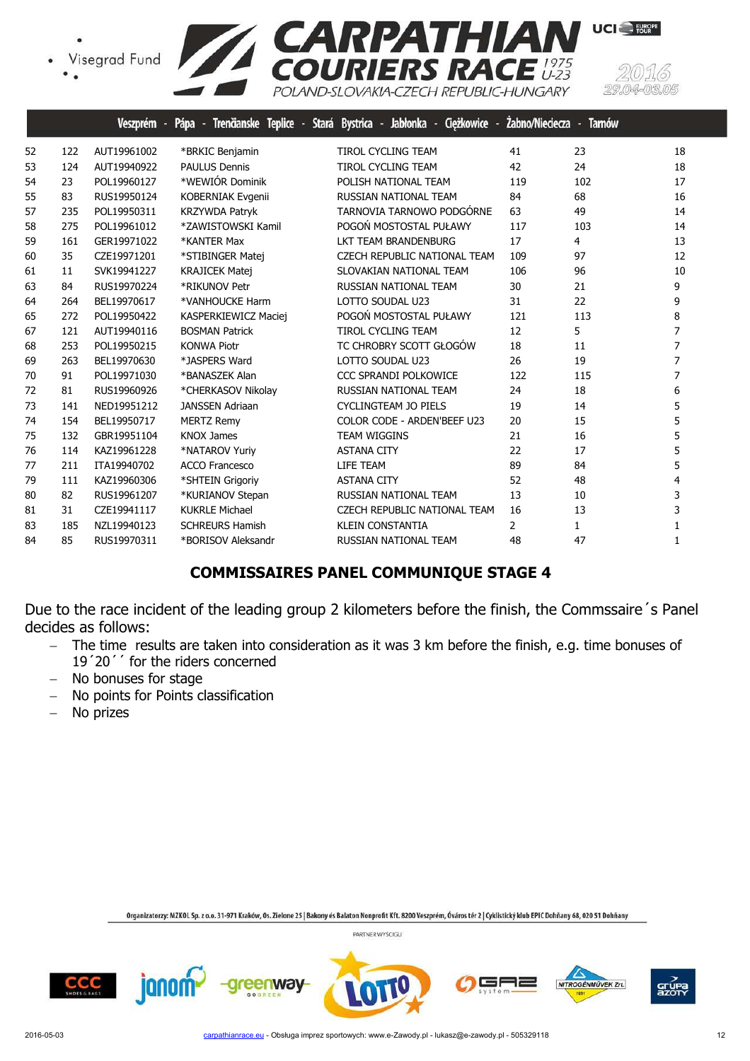| | | | | | | | |
|---|---|---|---|---|---|---|---|
| 52 | 122 | AUT19961002 | *BRKIC Benjamin | TIROL CYCLING TEAM | 41 | 23 | 18 |
| 53 | 124 | AUT19940922 | PAULUS Dennis | TIROL CYCLING TEAM | 42 | 24 | 18 |
| 54 | 23 | POL19960127 | *WEWIÓR Dominik | POLISH NATIONAL TEAM | 119 | 102 | 17 |
| 55 | 83 | RUS19950124 | KOBERNIAK Evgenii | RUSSIAN NATIONAL TEAM | 84 | 68 | 16 |
| 57 | 235 | POL19950311 | KRZYWDA Patryk | TARNOVIA TARNOWO PODGÓRNE | 63 | 49 | 14 |
| 58 | 275 | POL19961012 | *ZAWISTOWSKI Kamil | POGOŃ MOSTOSTAL PUŁAWY | 117 | 103 | 14 |
| 59 | 161 | GER19971022 | *KANTER Max | LKT TEAM BRANDENBURG | 17 | 4 | 13 |
| 60 | 35 | CZE19971201 | *STIBINGER Matej | CZECH REPUBLIC NATIONAL TEAM | 109 | 97 | 12 |
| 61 | 11 | SVK19941227 | KRAJICEK Matej | SLOVAKIAN NATIONAL TEAM | 106 | 96 | 10 |
| 63 | 84 | RUS19970224 | *RIKUNOV Petr | RUSSIAN NATIONAL TEAM | 30 | 21 | 9 |
| 64 | 264 | BEL19970617 | *VANHOUCKE Harm | LOTTO SOUDAL U23 | 31 | 22 | 9 |
| 65 | 272 | POL19950422 | KASPERKIEWICZ Maciej | POGOŃ MOSTOSTAL PUŁAWY | 121 | 113 | 8 |
| 67 | 121 | AUT19940116 | BOSMAN Patrick | TIROL CYCLING TEAM | 12 | 5 | 7 |
| 68 | 253 | POL19950215 | KONWA Piotr | TC CHROBRY SCOTT GŁOGÓW | 18 | 11 | 7 |
| 69 | 263 | BEL19970630 | *JASPERS Ward | LOTTO SOUDAL U23 | 26 | 19 | 7 |
| 70 | 91 | POL19971030 | *BANASZEK Alan | CCC SPRANDI POLKOWICE | 122 | 115 | 7 |
| 72 | 81 | RUS19960926 | *CHERKASOV Nikolay | RUSSIAN NATIONAL TEAM | 24 | 18 | 6 |
| 73 | 141 | NED19951212 | JANSSEN Adriaan | CYCLINGTEAM JO PIELS | 19 | 14 | 5 |
| 74 | 154 | BEL19950717 | MERTZ Remy | COLOR CODE - ARDEN'BEEF U23 | 20 | 15 | 5 |
| 75 | 132 | GBR19951104 | KNOX James | TEAM WIGGINS | 21 | 16 | 5 |
| 76 | 114 | KAZ19961228 | *NATAROV Yuriy | ASTANA CITY | 22 | 17 | 5 |
| 77 | 211 | ITA19940702 | ACCO Francesco | LIFE TEAM | 89 | 84 | 5 |
| 79 | 111 | KAZ19960306 | *SHTEIN Grigoriy | ASTANA CITY | 52 | 48 | 4 |
| 80 | 82 | RUS19961207 | *KURIANOV Stepan | RUSSIAN NATIONAL TEAM | 13 | 10 | 3 |
| 81 | 31 | CZE19941117 | KUKRLE Michael | CZECH REPUBLIC NATIONAL TEAM | 16 | 13 | 3 |
| 83 | 185 | NZL19940123 | SCHREURS Hamish | KLEIN CONSTANTIA | 2 | 1 | 1 |
| 84 | 85 | RUS19970311 | *BORISOV Aleksandr | RUSSIAN NATIONAL TEAM | 48 | 47 | 1 |

## COMMISSAIRES PANEL COMMUNIQUE STAGE 4

Due to the race incident of the leading group 2 kilometers before the finish, the Commssaire´s Panel decides as follows:

- The time results are taken into consideration as it was 3 km before the finish, e.g. time bonuses of 19´20´´ for the riders concerned
- No bonuses for stage
- No points for Points classification
- No prizes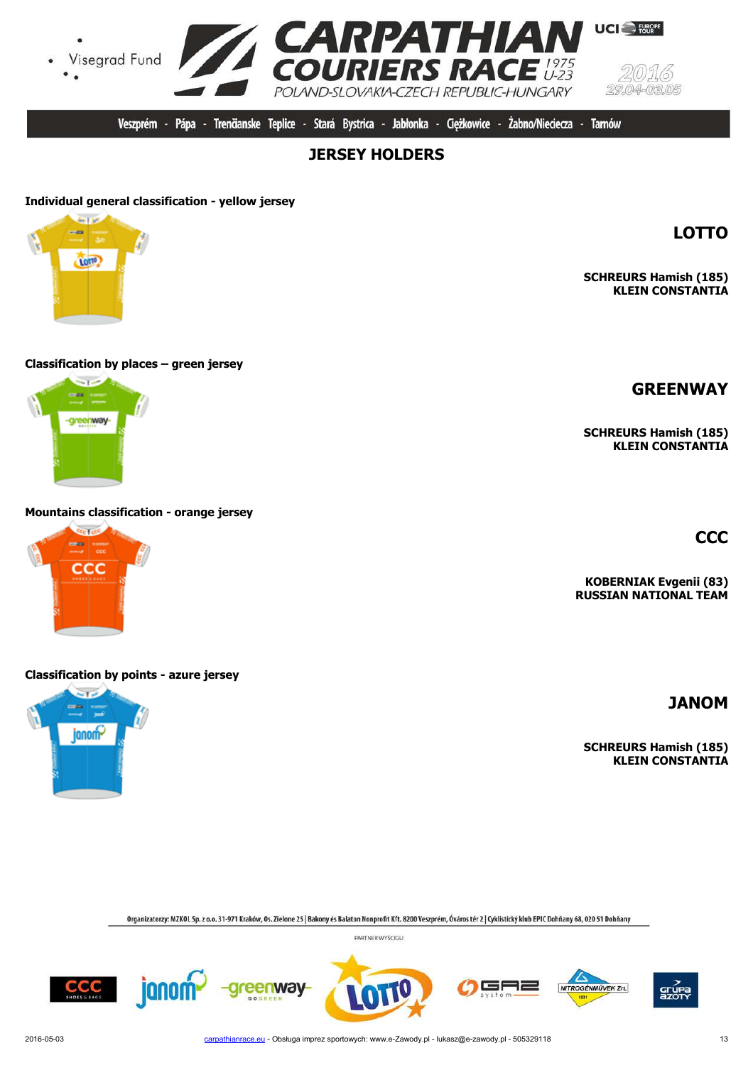Veszprém - Pápa - Trenčianske Teplice - Stará Bystrica - Jabłonka - Ciężkowice - Żabno/Nieciecza - Tarnów

# JERSEY HOLDERS

**Individual general classification - yellow jersey**

## LOTTO

**SCHREURS Hamish (185)**
**KLEIN CONSTANTIA**

**Classification by places – green jersey**

## GREENWAY

**SCHREURS Hamish (185)**
**KLEIN CONSTANTIA**

**Mountains classification - orange jersey**

## CCC

**KOBERNIAK Evgenii (83)**
**RUSSIAN NATIONAL TEAM**

**Classification by points - azure jersey**

## JANOM

**SCHREURS Hamish (185)**
**KLEIN CONSTANTIA**

Organizatorzy: MZKOL Sp. z o.o. 31-971 Kraków, Os. Zielone 25 | Bakony és Balaton Nonprofit Kft. 8200 Veszprém, Óváros tér 2 | Cyklistický klub EPIC Dohňany 68, 020 51 Dohňany

PARTNER WYŚCIGU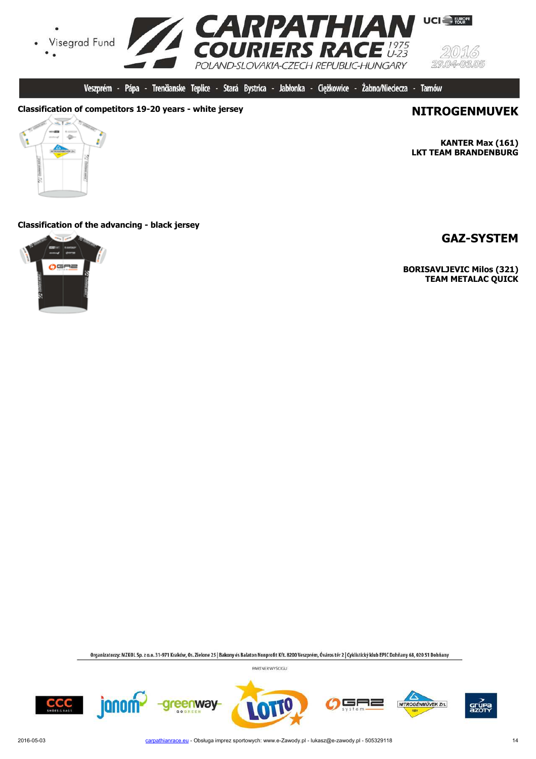**Classification of competitors 19-20 years - white jersey**

**NITROGENMUVEK**

**KANTER Max (161)**
**LKT TEAM BRANDENBURG**

**Classification of the advancing - black jersey**

**GAZ-SYSTEM**

**BORISAVLJEVIC Milos (321)**
**TEAM METALAC QUICK**

Organizatorzy: MZKOL Sp. z o.o. 31-971 Kraków, Os. Zielone 25 | Bakony és Balaton Nonprofit Kft. 8200 Veszprém, Óváros tér 2 | Cyklistický klub EPIC Dohňany 68, 020 51 Dohňany

PARTNER WYŚCIGU

2016-05-03 carpathianrace.eu - Obsługa imprez sportowych: www.e-Zawody.pl - lukasz@e-zawody.pl - 505329118